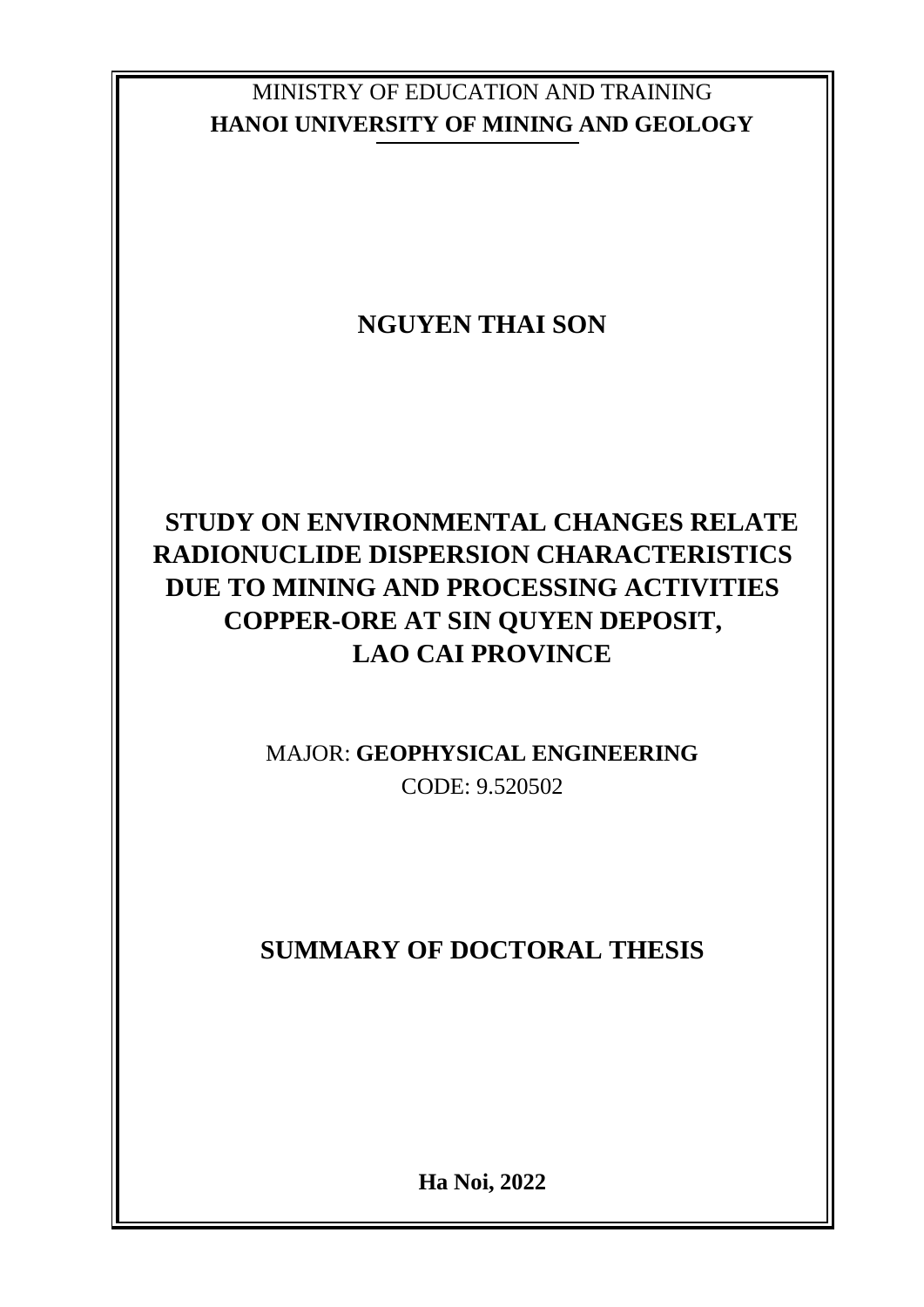MINISTRY OF EDUCATION AND TRAINING

**HANOI UNIVERSITY OF MINING AND GEOLOGY**

**NGUYEN THAI SON**

# STUDY ON ENVIRONMENTAL CHANGES RELATE RADIONUCLIDE DISPERSION CHARACTERISTICS DUE TO MINING AND PROCESSING ACTIVITIES COPPER-ORE AT SIN QUYEN DEPOSIT, LAO CAI PROVINCE

MAJOR: **GEOPHYSICAL ENGINEERING**

CODE: 9.520502

## SUMMARY OF DOCTORAL THESIS

**Ha Noi, 2022**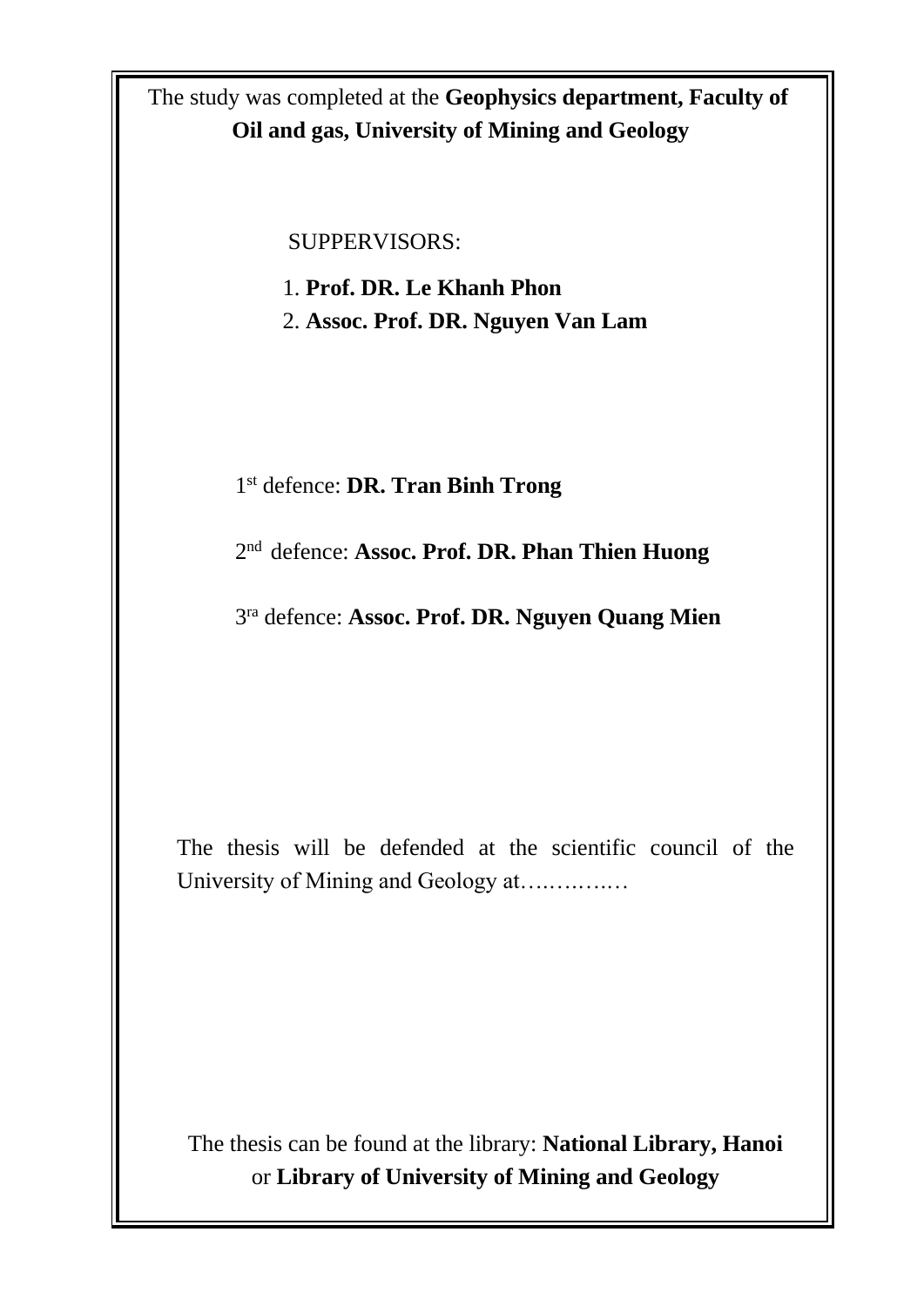The study was completed at the **Geophysics department, Faculty of Oil and gas, University of Mining and Geology**

SUPPERVISORS:

1. **Prof. DR. Le Khanh Phon**
2. **Assoc. Prof. DR. Nguyen Van Lam**

1st defence: **DR. Tran Binh Trong**

2nd defence: **Assoc. Prof. DR. Phan Thien Huong**

3ra defence: **Assoc. Prof. DR. Nguyen Quang Mien**

The thesis will be defended at the scientific council of the University of Mining and Geology at…..…..…

The thesis can be found at the library: **National Library, Hanoi** or **Library of University of Mining and Geology**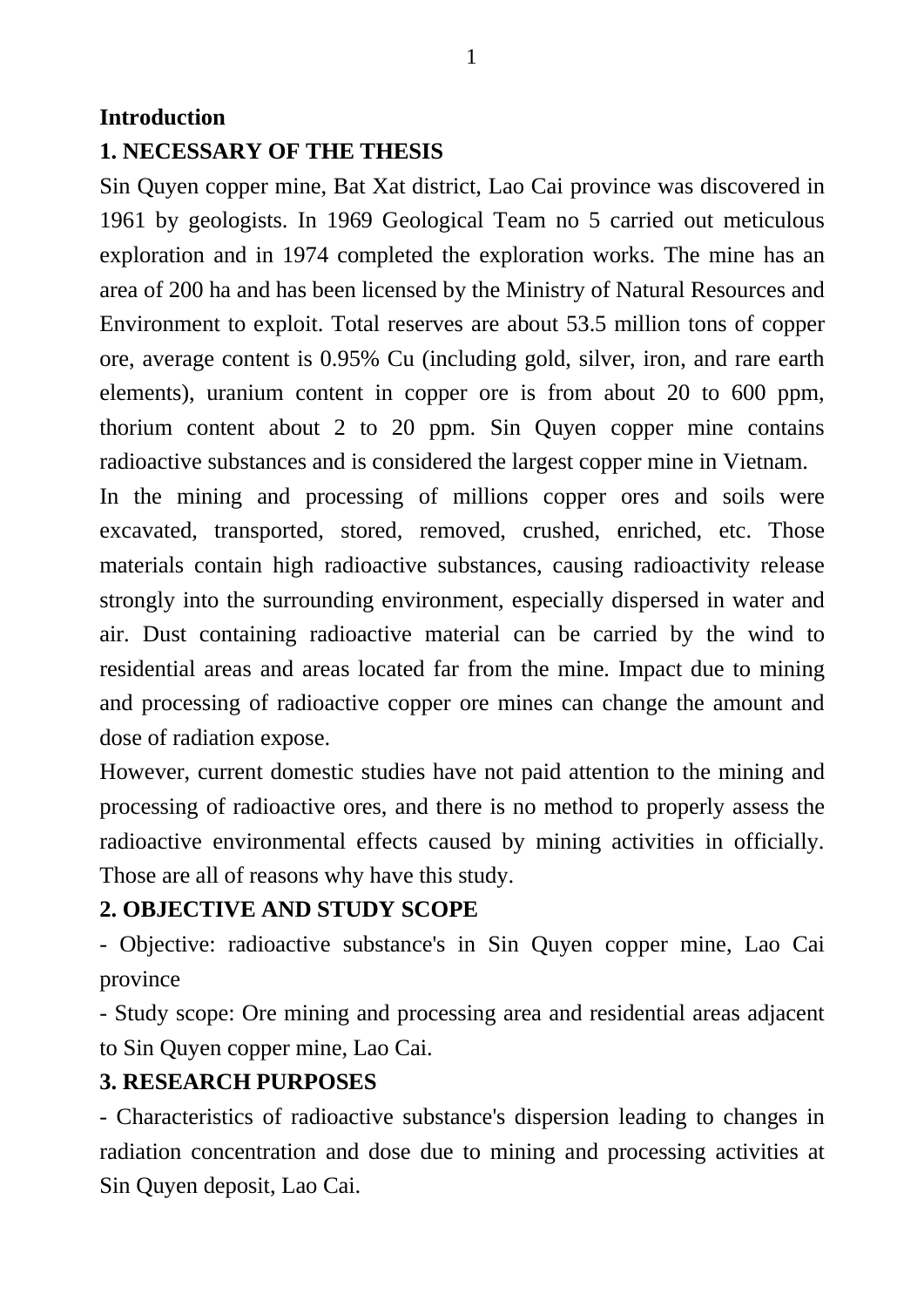**Introduction**

## 1. NECESSARY OF THE THESIS

Sin Quyen copper mine, Bat Xat district, Lao Cai province was discovered in 1961 by geologists. In 1969 Geological Team no 5 carried out meticulous exploration and in 1974 completed the exploration works. The mine has an area of 200 ha and has been licensed by the Ministry of Natural Resources and Environment to exploit. Total reserves are about 53.5 million tons of copper ore, average content is 0.95% Cu (including gold, silver, iron, and rare earth elements), uranium content in copper ore is from about 20 to 600 ppm, thorium content about 2 to 20 ppm. Sin Quyen copper mine contains radioactive substances and is considered the largest copper mine in Vietnam.

In the mining and processing of millions copper ores and soils were excavated, transported, stored, removed, crushed, enriched, etc. Those materials contain high radioactive substances, causing radioactivity release strongly into the surrounding environment, especially dispersed in water and air. Dust containing radioactive material can be carried by the wind to residential areas and areas located far from the mine. Impact due to mining and processing of radioactive copper ore mines can change the amount and dose of radiation expose.

However, current domestic studies have not paid attention to the mining and processing of radioactive ores, and there is no method to properly assess the radioactive environmental effects caused by mining activities in officially. Those are all of reasons why have this study.

## 2. OBJECTIVE AND STUDY SCOPE

- Objective: radioactive substance's in Sin Quyen copper mine, Lao Cai province
- Study scope: Ore mining and processing area and residential areas adjacent to Sin Quyen copper mine, Lao Cai.

## 3. RESEARCH PURPOSES

- Characteristics of radioactive substance's dispersion leading to changes in radiation concentration and dose due to mining and processing activities at Sin Quyen deposit, Lao Cai.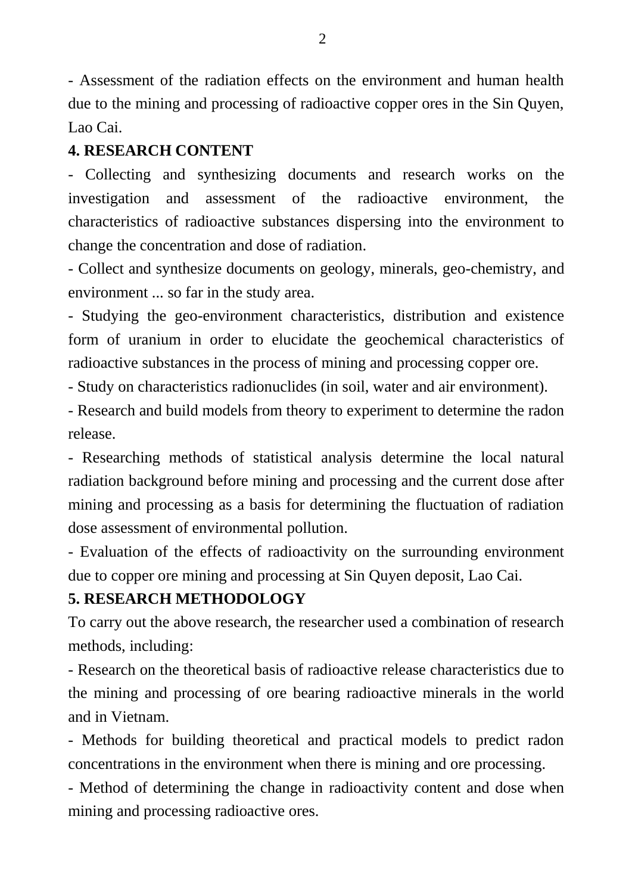- Assessment of the radiation effects on the environment and human health due to the mining and processing of radioactive copper ores in the Sin Quyen, Lao Cai.

## 4. RESEARCH CONTENT

- Collecting and synthesizing documents and research works on the investigation and assessment of the radioactive environment, the characteristics of radioactive substances dispersing into the environment to change the concentration and dose of radiation.
- Collect and synthesize documents on geology, minerals, geo-chemistry, and environment ... so far in the study area.
- Studying the geo-environment characteristics, distribution and existence form of uranium in order to elucidate the geochemical characteristics of radioactive substances in the process of mining and processing copper ore.
- Study on characteristics radionuclides (in soil, water and air environment).
- Research and build models from theory to experiment to determine the radon release.
- Researching methods of statistical analysis determine the local natural radiation background before mining and processing and the current dose after mining and processing as a basis for determining the fluctuation of radiation dose assessment of environmental pollution.
- Evaluation of the effects of radioactivity on the surrounding environment due to copper ore mining and processing at Sin Quyen deposit, Lao Cai.

## 5. RESEARCH METHODOLOGY

To carry out the above research, the researcher used a combination of research methods, including:

- Research on the theoretical basis of radioactive release characteristics due to the mining and processing of ore bearing radioactive minerals in the world and in Vietnam.
- Methods for building theoretical and practical models to predict radon concentrations in the environment when there is mining and ore processing.
- Method of determining the change in radioactivity content and dose when mining and processing radioactive ores.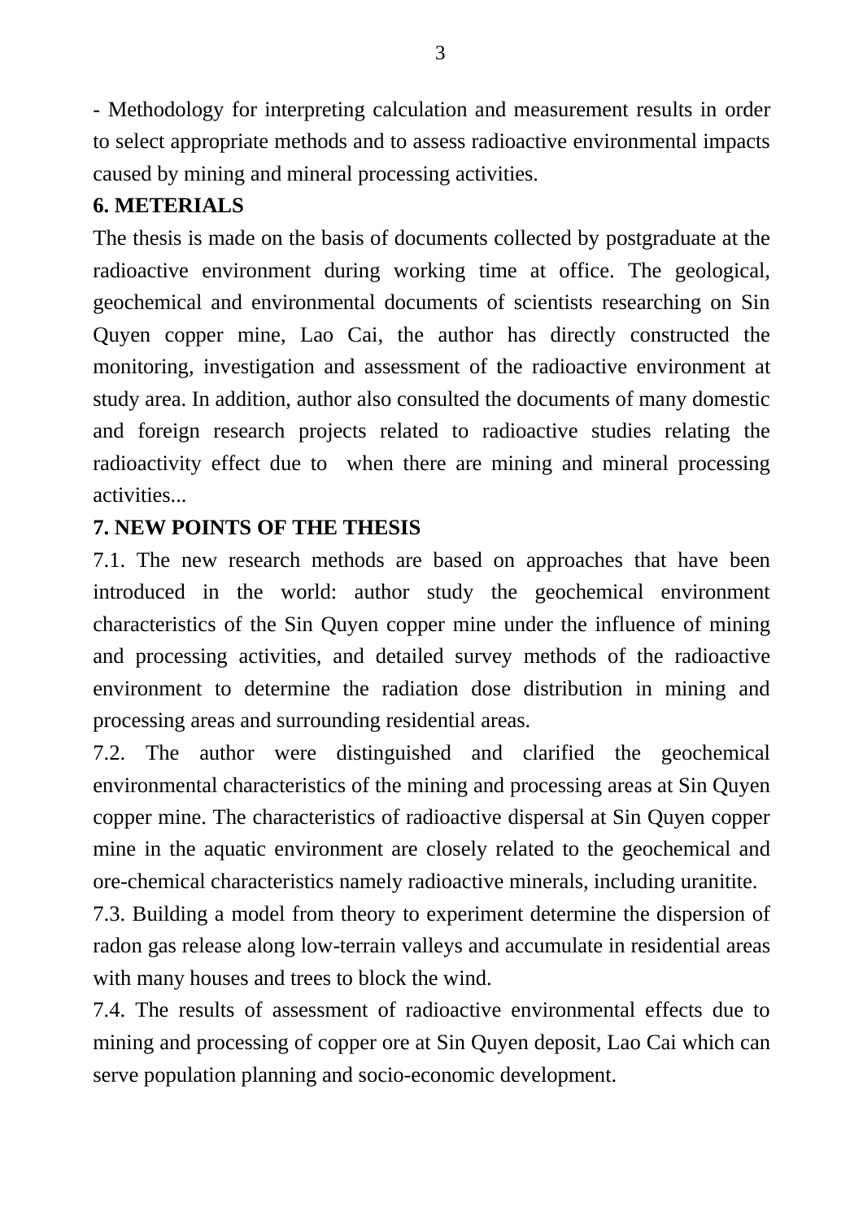- Methodology for interpreting calculation and measurement results in order to select appropriate methods and to assess radioactive environmental impacts caused by mining and mineral processing activities.

## 6. METERIALS

The thesis is made on the basis of documents collected by postgraduate at the radioactive environment during working time at office. The geological, geochemical and environmental documents of scientists researching on Sin Quyen copper mine, Lao Cai, the author has directly constructed the monitoring, investigation and assessment of the radioactive environment at study area. In addition, author also consulted the documents of many domestic and foreign research projects related to radioactive studies relating the radioactivity effect due to  when there are mining and mineral processing activities...

## 7. NEW POINTS OF THE THESIS

7.1. The new research methods are based on approaches that have been introduced in the world: author study the geochemical environment characteristics of the Sin Quyen copper mine under the influence of mining and processing activities, and detailed survey methods of the radioactive environment to determine the radiation dose distribution in mining and processing areas and surrounding residential areas.

7.2. The author were distinguished and clarified the geochemical environmental characteristics of the mining and processing areas at Sin Quyen copper mine. The characteristics of radioactive dispersal at Sin Quyen copper mine in the aquatic environment are closely related to the geochemical and ore-chemical characteristics namely radioactive minerals, including uranitite.

7.3. Building a model from theory to experiment determine the dispersion of radon gas release along low-terrain valleys and accumulate in residential areas with many houses and trees to block the wind.

7.4. The results of assessment of radioactive environmental effects due to mining and processing of copper ore at Sin Quyen deposit, Lao Cai which can serve population planning and socio-economic development.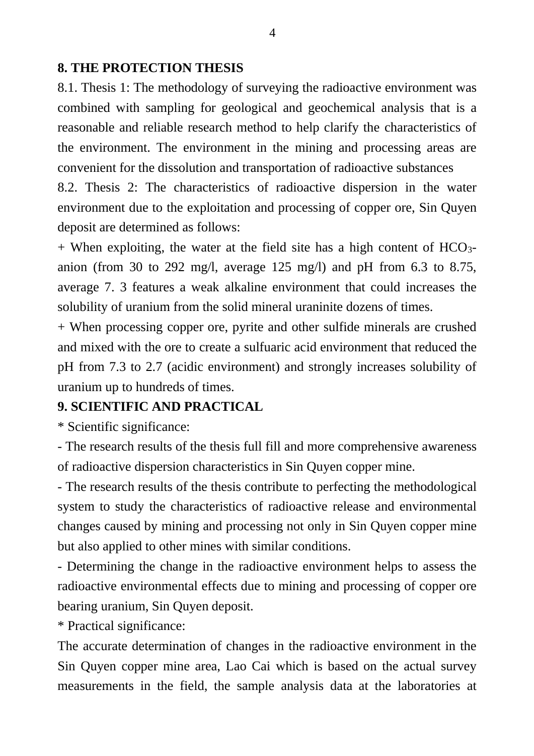## 8. THE PROTECTION THESIS

8.1. Thesis 1: The methodology of surveying the radioactive environment was combined with sampling for geological and geochemical analysis that is a reasonable and reliable research method to help clarify the characteristics of the environment. The environment in the mining and processing areas are convenient for the dissolution and transportation of radioactive substances

8.2. Thesis 2: The characteristics of radioactive dispersion in the water environment due to the exploitation and processing of copper ore, Sin Quyen deposit are determined as follows:

+ When exploiting, the water at the field site has a high content of $HCO_3$- anion (from 30 to 292 mg/l, average 125 mg/l) and pH from 6.3 to 8.75, average 7. 3 features a weak alkaline environment that could increases the solubility of uranium from the solid mineral uraninite dozens of times.

+ When processing copper ore, pyrite and other sulfide minerals are crushed and mixed with the ore to create a sulfuaric acid environment that reduced the pH from 7.3 to 2.7 (acidic environment) and strongly increases solubility of uranium up to hundreds of times.

## 9. SCIENTIFIC AND PRACTICAL

* Scientific significance:

- The research results of the thesis full fill and more comprehensive awareness of radioactive dispersion characteristics in Sin Quyen copper mine.

- The research results of the thesis contribute to perfecting the methodological system to study the characteristics of radioactive release and environmental changes caused by mining and processing not only in Sin Quyen copper mine but also applied to other mines with similar conditions.

- Determining the change in the radioactive environment helps to assess the radioactive environmental effects due to mining and processing of copper ore bearing uranium, Sin Quyen deposit.

* Practical significance:

The accurate determination of changes in the radioactive environment in the Sin Quyen copper mine area, Lao Cai which is based on the actual survey measurements in the field, the sample analysis data at the laboratories at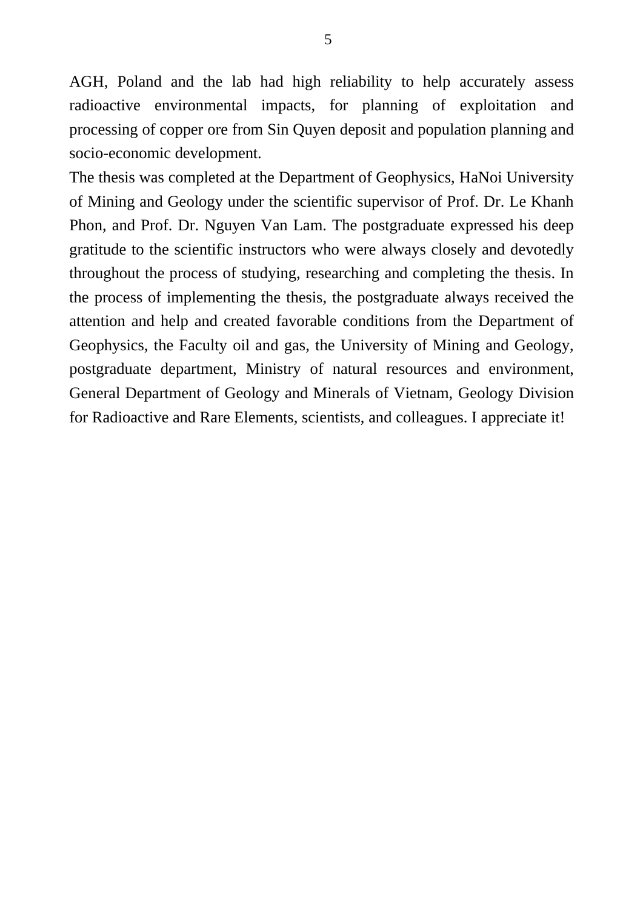AGH, Poland and the lab had high reliability to help accurately assess radioactive environmental impacts, for planning of exploitation and processing of copper ore from Sin Quyen deposit and population planning and socio-economic development.

The thesis was completed at the Department of Geophysics, HaNoi University of Mining and Geology under the scientific supervisor of Prof. Dr. Le Khanh Phon, and Prof. Dr. Nguyen Van Lam. The postgraduate expressed his deep gratitude to the scientific instructors who were always closely and devotedly throughout the process of studying, researching and completing the thesis. In the process of implementing the thesis, the postgraduate always received the attention and help and created favorable conditions from the Department of Geophysics, the Faculty oil and gas, the University of Mining and Geology, postgraduate department, Ministry of natural resources and environment, General Department of Geology and Minerals of Vietnam, Geology Division for Radioactive and Rare Elements, scientists, and colleagues. I appreciate it!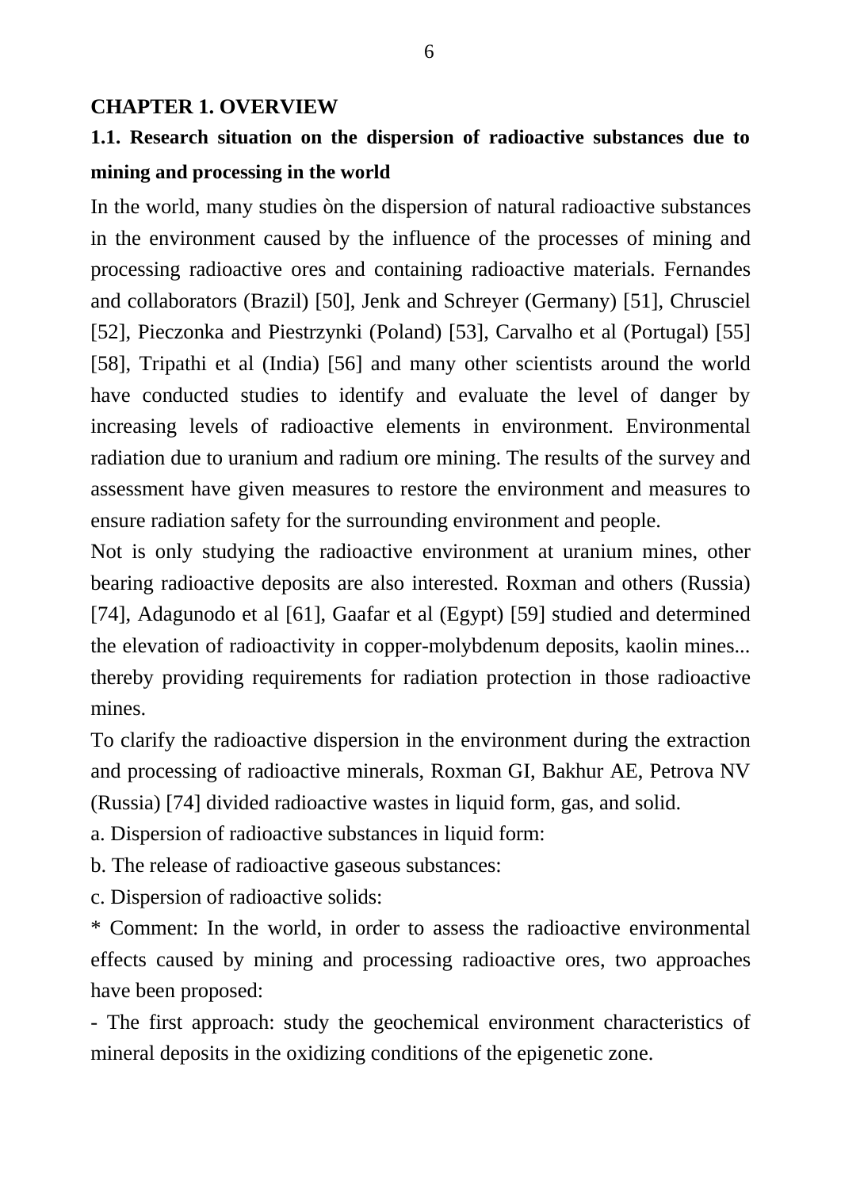## CHAPTER 1. OVERVIEW

### 1.1. Research situation on the dispersion of radioactive substances due to mining and processing in the world

In the world, many studies òn the dispersion of natural radioactive substances in the environment caused by the influence of the processes of mining and processing radioactive ores and containing radioactive materials. Fernandes and collaborators (Brazil) [50], Jenk and Schreyer (Germany) [51], Chrusciel [52], Pieczonka and Piestrzynki (Poland) [53], Carvalho et al (Portugal) [55] [58], Tripathi et al (India) [56] and many other scientists around the world have conducted studies to identify and evaluate the level of danger by increasing levels of radioactive elements in environment. Environmental radiation due to uranium and radium ore mining. The results of the survey and assessment have given measures to restore the environment and measures to ensure radiation safety for the surrounding environment and people.

Not is only studying the radioactive environment at uranium mines, other bearing radioactive deposits are also interested. Roxman and others (Russia) [74], Adagunodo et al [61], Gaafar et al (Egypt) [59] studied and determined the elevation of radioactivity in copper-molybdenum deposits, kaolin mines... thereby providing requirements for radiation protection in those radioactive mines.

To clarify the radioactive dispersion in the environment during the extraction and processing of radioactive minerals, Roxman GI, Bakhur AE, Petrova NV (Russia) [74] divided radioactive wastes in liquid form, gas, and solid.

a. Dispersion of radioactive substances in liquid form:

b. The release of radioactive gaseous substances:

c. Dispersion of radioactive solids:

* Comment: In the world, in order to assess the radioactive environmental effects caused by mining and processing radioactive ores, two approaches have been proposed:

- The first approach: study the geochemical environment characteristics of mineral deposits in the oxidizing conditions of the epigenetic zone.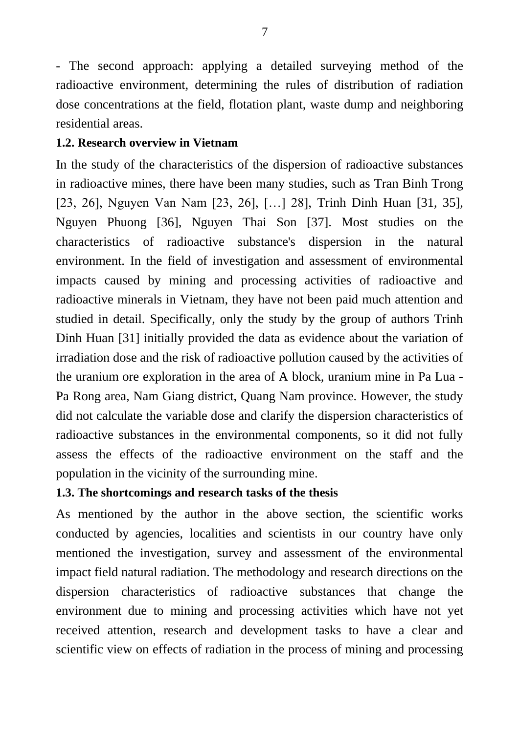- The second approach: applying a detailed surveying method of the radioactive environment, determining the rules of distribution of radiation dose concentrations at the field, flotation plant, waste dump and neighboring residential areas.

**1.2. Research overview in Vietnam**

In the study of the characteristics of the dispersion of radioactive substances in radioactive mines, there have been many studies, such as Tran Binh Trong [23, 26], Nguyen Van Nam [23, 26], […] 28], Trinh Dinh Huan [31, 35], Nguyen Phuong [36], Nguyen Thai Son [37]. Most studies on the characteristics of radioactive substance's dispersion in the natural environment. In the field of investigation and assessment of environmental impacts caused by mining and processing activities of radioactive and radioactive minerals in Vietnam, they have not been paid much attention and studied in detail. Specifically, only the study by the group of authors Trinh Dinh Huan [31] initially provided the data as evidence about the variation of irradiation dose and the risk of radioactive pollution caused by the activities of the uranium ore exploration in the area of A block, uranium mine in Pa Lua - Pa Rong area, Nam Giang district, Quang Nam province. However, the study did not calculate the variable dose and clarify the dispersion characteristics of radioactive substances in the environmental components, so it did not fully assess the effects of the radioactive environment on the staff and the population in the vicinity of the surrounding mine.

**1.3. The shortcomings and research tasks of the thesis**

As mentioned by the author in the above section, the scientific works conducted by agencies, localities and scientists in our country have only mentioned the investigation, survey and assessment of the environmental impact field natural radiation. The methodology and research directions on the dispersion characteristics of radioactive substances that change the environment due to mining and processing activities which have not yet received attention, research and development tasks to have a clear and scientific view on effects of radiation in the process of mining and processing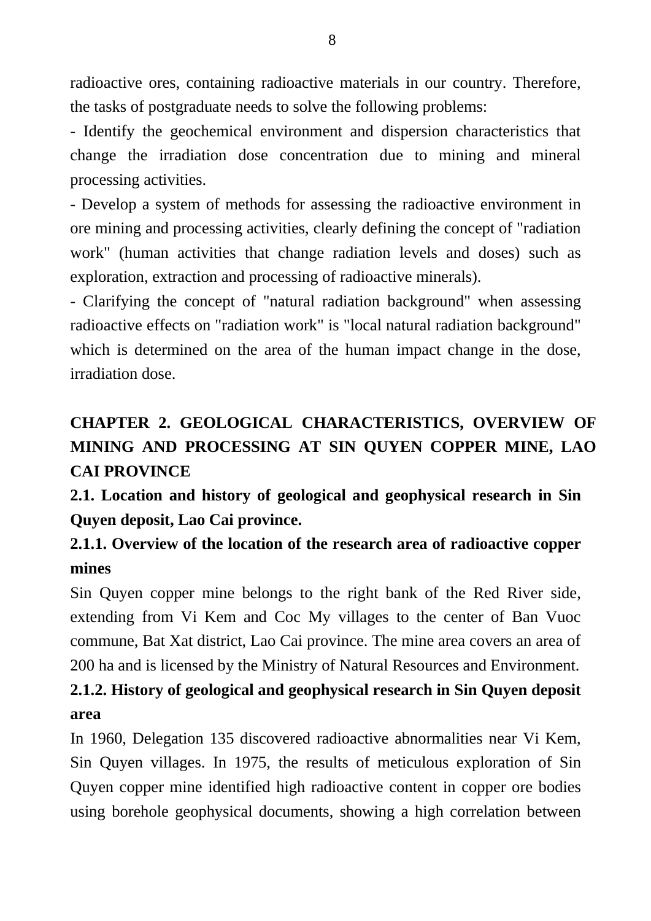radioactive ores, containing radioactive materials in our country. Therefore, the tasks of postgraduate needs to solve the following problems:

- Identify the geochemical environment and dispersion characteristics that change the irradiation dose concentration due to mining and mineral processing activities.
- Develop a system of methods for assessing the radioactive environment in ore mining and processing activities, clearly defining the concept of "radiation work" (human activities that change radiation levels and doses) such as exploration, extraction and processing of radioactive minerals).
- Clarifying the concept of "natural radiation background" when assessing radioactive effects on "radiation work" is "local natural radiation background" which is determined on the area of the human impact change in the dose, irradiation dose.

# CHAPTER 2. GEOLOGICAL CHARACTERISTICS, OVERVIEW OF MINING AND PROCESSING AT SIN QUYEN COPPER MINE, LAO CAI PROVINCE

## 2.1. Location and history of geological and geophysical research in Sin Quyen deposit, Lao Cai province.

### 2.1.1. Overview of the location of the research area of radioactive copper mines

Sin Quyen copper mine belongs to the right bank of the Red River side, extending from Vi Kem and Coc My villages to the center of Ban Vuoc commune, Bat Xat district, Lao Cai province. The mine area covers an area of 200 ha and is licensed by the Ministry of Natural Resources and Environment.

### 2.1.2. History of geological and geophysical research in Sin Quyen deposit area

In 1960, Delegation 135 discovered radioactive abnormalities near Vi Kem, Sin Quyen villages. In 1975, the results of meticulous exploration of Sin Quyen copper mine identified high radioactive content in copper ore bodies using borehole geophysical documents, showing a high correlation between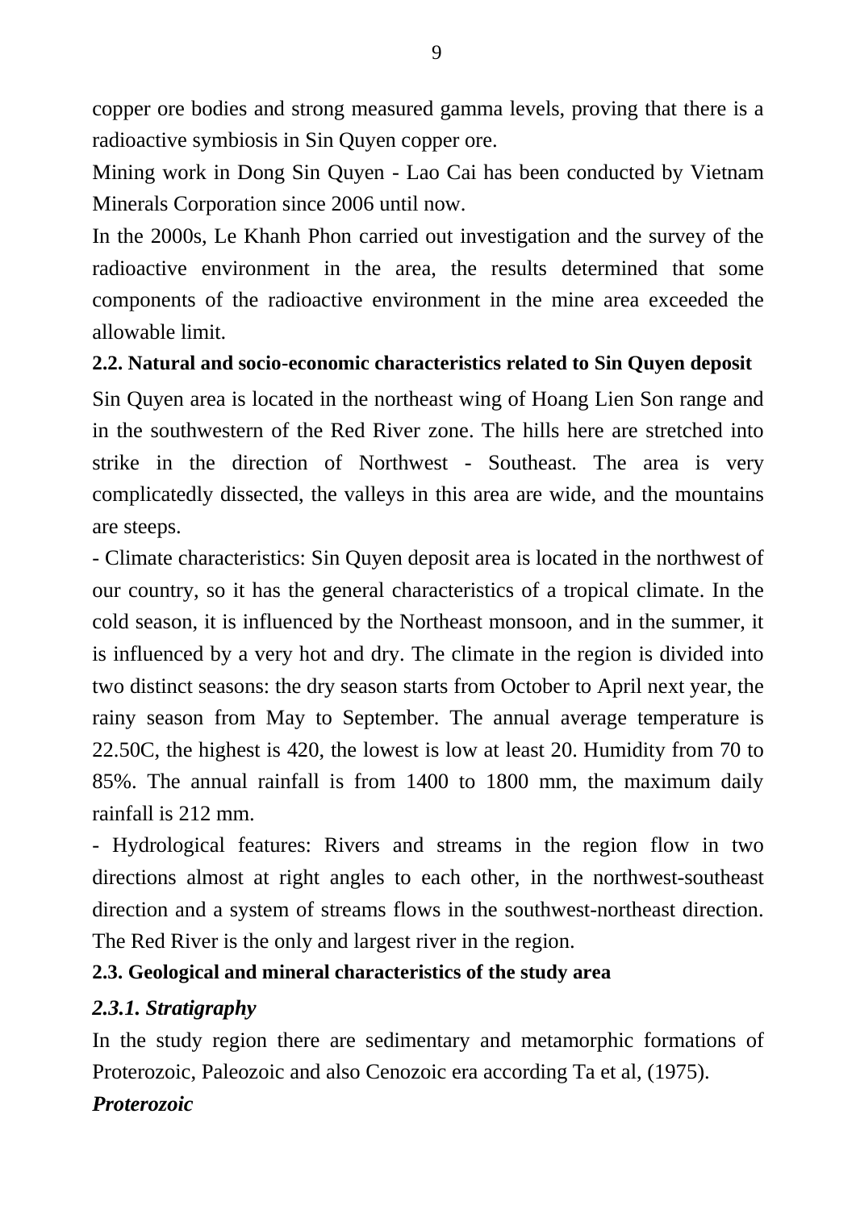copper ore bodies and strong measured gamma levels, proving that there is a radioactive symbiosis in Sin Quyen copper ore.

Mining work in Dong Sin Quyen - Lao Cai has been conducted by Vietnam Minerals Corporation since 2006 until now.

In the 2000s, Le Khanh Phon carried out investigation and the survey of the radioactive environment in the area, the results determined that some components of the radioactive environment in the mine area exceeded the allowable limit.

### 2.2. Natural and socio-economic characteristics related to Sin Quyen deposit

Sin Quyen area is located in the northeast wing of Hoang Lien Son range and in the southwestern of the Red River zone. The hills here are stretched into strike in the direction of Northwest - Southeast. The area is very complicatedly dissected, the valleys in this area are wide, and the mountains are steeps.

- Climate characteristics: Sin Quyen deposit area is located in the northwest of our country, so it has the general characteristics of a tropical climate. In the cold season, it is influenced by the Northeast monsoon, and in the summer, it is influenced by a very hot and dry. The climate in the region is divided into two distinct seasons: the dry season starts from October to April next year, the rainy season from May to September. The annual average temperature is 22.50C, the highest is 420, the lowest is low at least 20. Humidity from 70 to 85%. The annual rainfall is from 1400 to 1800 mm, the maximum daily rainfall is 212 mm.

- Hydrological features: Rivers and streams in the region flow in two directions almost at right angles to each other, in the northwest-southeast direction and a system of streams flows in the southwest-northeast direction. The Red River is the only and largest river in the region.

### 2.3. Geological and mineral characteristics of the study area

#### *2.3.1. Stratigraphy*

In the study region there are sedimentary and metamorphic formations of Proterozoic, Paleozoic and also Cenozoic era according Ta et al, (1975).

***Proterozoic***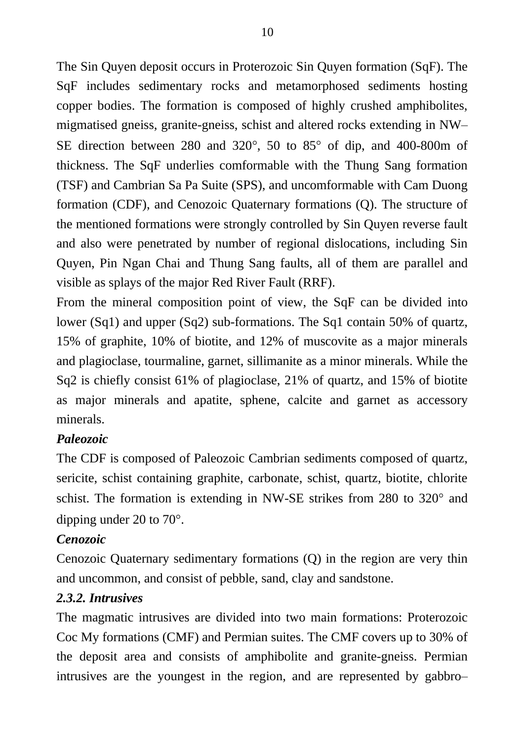The Sin Quyen deposit occurs in Proterozoic Sin Quyen formation (SqF). The SqF includes sedimentary rocks and metamorphosed sediments hosting copper bodies. The formation is composed of highly crushed amphibolites, migmatised gneiss, granite-gneiss, schist and altered rocks extending in NW–SE direction between 280 and 320°, 50 to 85° of dip, and 400-800m of thickness. The SqF underlies comformable with the Thung Sang formation (TSF) and Cambrian Sa Pa Suite (SPS), and uncomformable with Cam Duong formation (CDF), and Cenozoic Quaternary formations (Q). The structure of the mentioned formations were strongly controlled by Sin Quyen reverse fault and also were penetrated by number of regional dislocations, including Sin Quyen, Pin Ngan Chai and Thung Sang faults, all of them are parallel and visible as splays of the major Red River Fault (RRF).

From the mineral composition point of view, the SqF can be divided into lower (Sq1) and upper (Sq2) sub-formations. The Sq1 contain 50% of quartz, 15% of graphite, 10% of biotite, and 12% of muscovite as a major minerals and plagioclase, tourmaline, garnet, sillimanite as a minor minerals. While the Sq2 is chiefly consist 61% of plagioclase, 21% of quartz, and 15% of biotite as major minerals and apatite, sphene, calcite and garnet as accessory minerals.

***Paleozoic***

The CDF is composed of Paleozoic Cambrian sediments composed of quartz, sericite, schist containing graphite, carbonate, schist, quartz, biotite, chlorite schist. The formation is extending in NW-SE strikes from 280 to 320° and dipping under 20 to 70°.

***Cenozoic***

Cenozoic Quaternary sedimentary formations (Q) in the region are very thin and uncommon, and consist of pebble, sand, clay and sandstone.

### *2.3.2. Intrusives*

The magmatic intrusives are divided into two main formations: Proterozoic Coc My formations (CMF) and Permian suites. The CMF covers up to 30% of the deposit area and consists of amphibolite and granite-gneiss. Permian intrusives are the youngest in the region, and are represented by gabbro–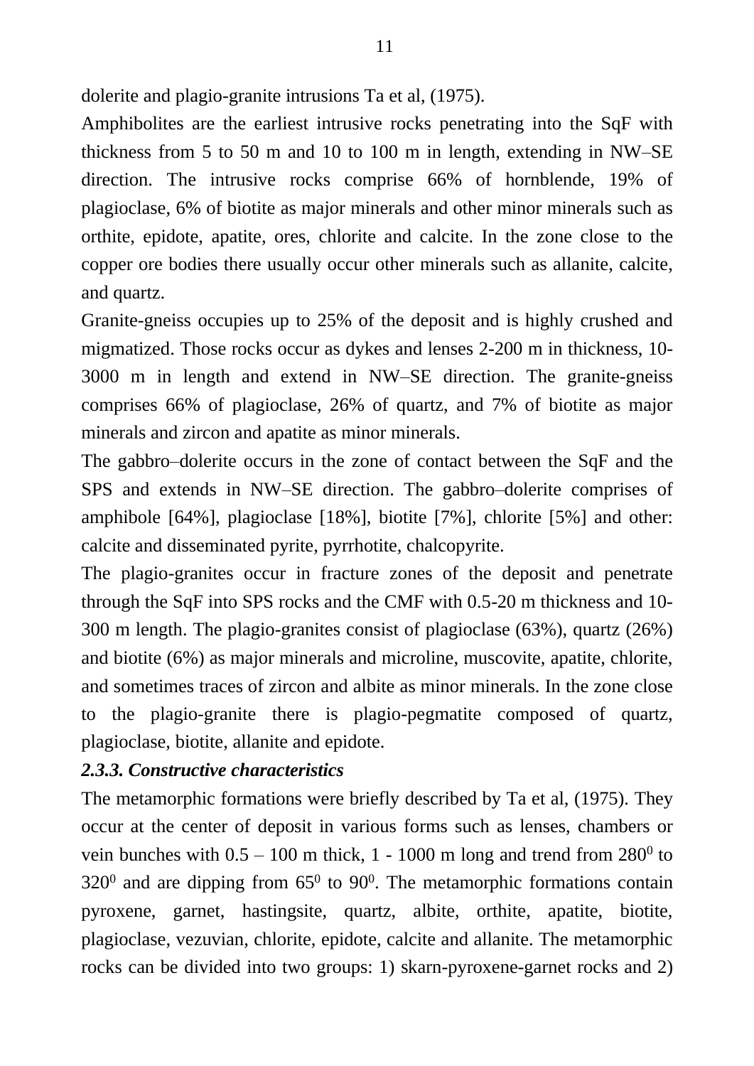dolerite and plagio-granite intrusions Ta et al, (1975).

Amphibolites are the earliest intrusive rocks penetrating into the SqF with thickness from 5 to 50 m and 10 to 100 m in length, extending in NW–SE direction. The intrusive rocks comprise 66% of hornblende, 19% of plagioclase, 6% of biotite as major minerals and other minor minerals such as orthite, epidote, apatite, ores, chlorite and calcite. In the zone close to the copper ore bodies there usually occur other minerals such as allanite, calcite, and quartz.

Granite-gneiss occupies up to 25% of the deposit and is highly crushed and migmatized. Those rocks occur as dykes and lenses 2-200 m in thickness, 10-3000 m in length and extend in NW–SE direction. The granite-gneiss comprises 66% of plagioclase, 26% of quartz, and 7% of biotite as major minerals and zircon and apatite as minor minerals.

The gabbro–dolerite occurs in the zone of contact between the SqF and the SPS and extends in NW–SE direction. The gabbro–dolerite comprises of amphibole [64%], plagioclase [18%], biotite [7%], chlorite [5%] and other: calcite and disseminated pyrite, pyrrhotite, chalcopyrite.

The plagio-granites occur in fracture zones of the deposit and penetrate through the SqF into SPS rocks and the CMF with 0.5-20 m thickness and 10-300 m length. The plagio-granites consist of plagioclase (63%), quartz (26%) and biotite (6%) as major minerals and microline, muscovite, apatite, chlorite, and sometimes traces of zircon and albite as minor minerals. In the zone close to the plagio-granite there is plagio-pegmatite composed of quartz, plagioclase, biotite, allanite and epidote.

### *2.3.3. Constructive characteristics*

The metamorphic formations were briefly described by Ta et al, (1975). They occur at the center of deposit in various forms such as lenses, chambers or vein bunches with 0.5 – 100 m thick, 1 - 1000 m long and trend from $280^0$ to $320^0$ and are dipping from $65^0$ to $90^0$. The metamorphic formations contain pyroxene, garnet, hastingsite, quartz, albite, orthite, apatite, biotite, plagioclase, vezuvian, chlorite, epidote, calcite and allanite. The metamorphic rocks can be divided into two groups: 1) skarn-pyroxene-garnet rocks and 2)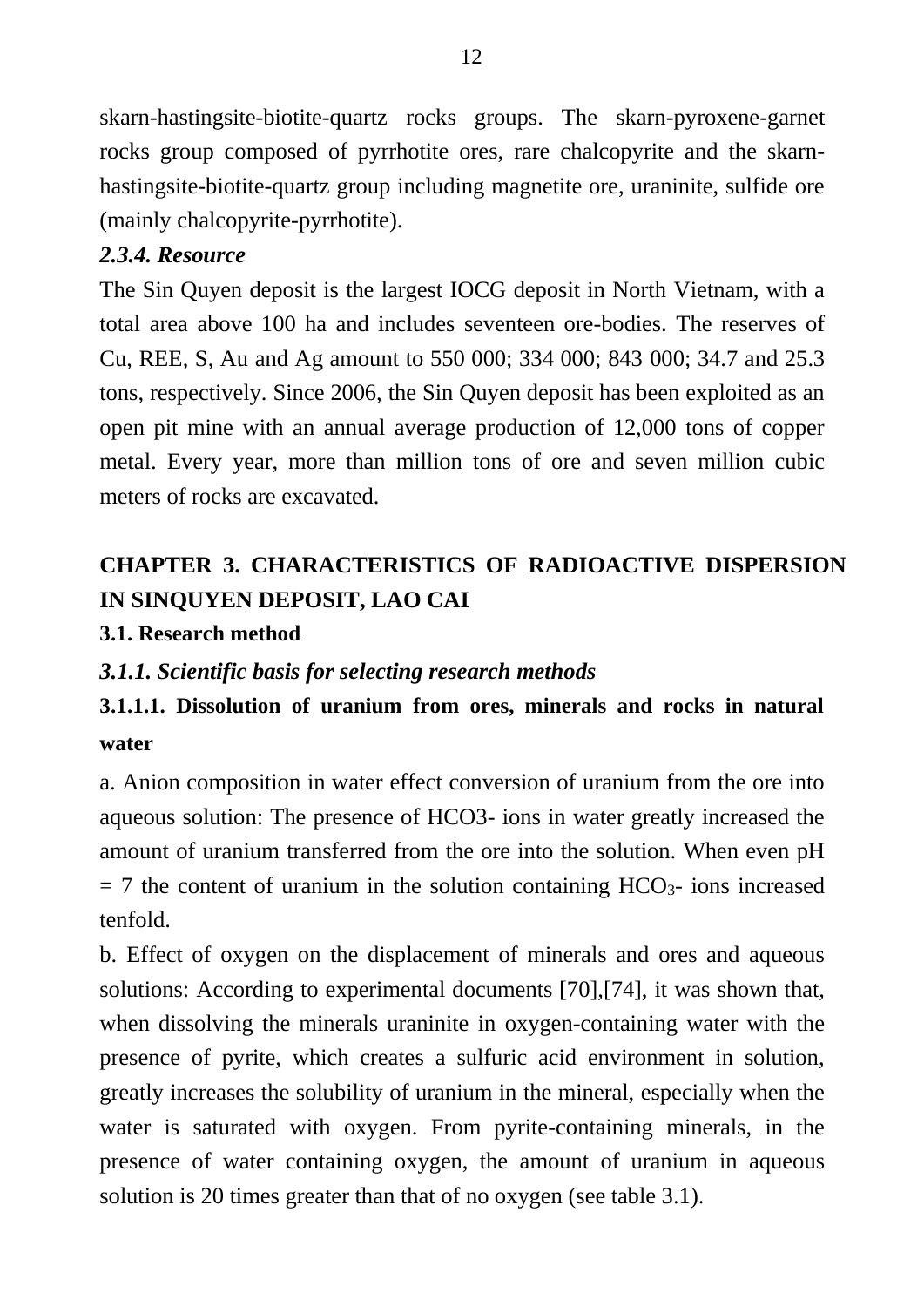skarn-hastingsite-biotite-quartz rocks groups. The skarn-pyroxene-garnet rocks group composed of pyrrhotite ores, rare chalcopyrite and the skarn-hastingsite-biotite-quartz group including magnetite ore, uraninite, sulfide ore (mainly chalcopyrite-pyrrhotite).

### *2.3.4. Resource*

The Sin Quyen deposit is the largest IOCG deposit in North Vietnam, with a total area above 100 ha and includes seventeen ore-bodies. The reserves of Cu, REE, S, Au and Ag amount to 550 000; 334 000; 843 000; 34.7 and 25.3 tons, respectively. Since 2006, the Sin Quyen deposit has been exploited as an open pit mine with an annual average production of 12,000 tons of copper metal. Every year, more than million tons of ore and seven million cubic meters of rocks are excavated.

# CHAPTER 3. CHARACTERISTICS OF RADIOACTIVE DISPERSION IN SINQUYEN DEPOSIT, LAO CAI

## 3.1. Research method

### *3.1.1. Scientific basis for selecting research methods*

#### 3.1.1.1. Dissolution of uranium from ores, minerals and rocks in natural water

a. Anion composition in water effect conversion of uranium from the ore into aqueous solution: The presence of HCO3- ions in water greatly increased the amount of uranium transferred from the ore into the solution. When even pH = 7 the content of uranium in the solution containing $HCO_3^-$ ions increased tenfold.

b. Effect of oxygen on the displacement of minerals and ores and aqueous solutions: According to experimental documents [70],[74], it was shown that, when dissolving the minerals uraninite in oxygen-containing water with the presence of pyrite, which creates a sulfuric acid environment in solution, greatly increases the solubility of uranium in the mineral, especially when the water is saturated with oxygen. From pyrite-containing minerals, in the presence of water containing oxygen, the amount of uranium in aqueous solution is 20 times greater than that of no oxygen (see table 3.1).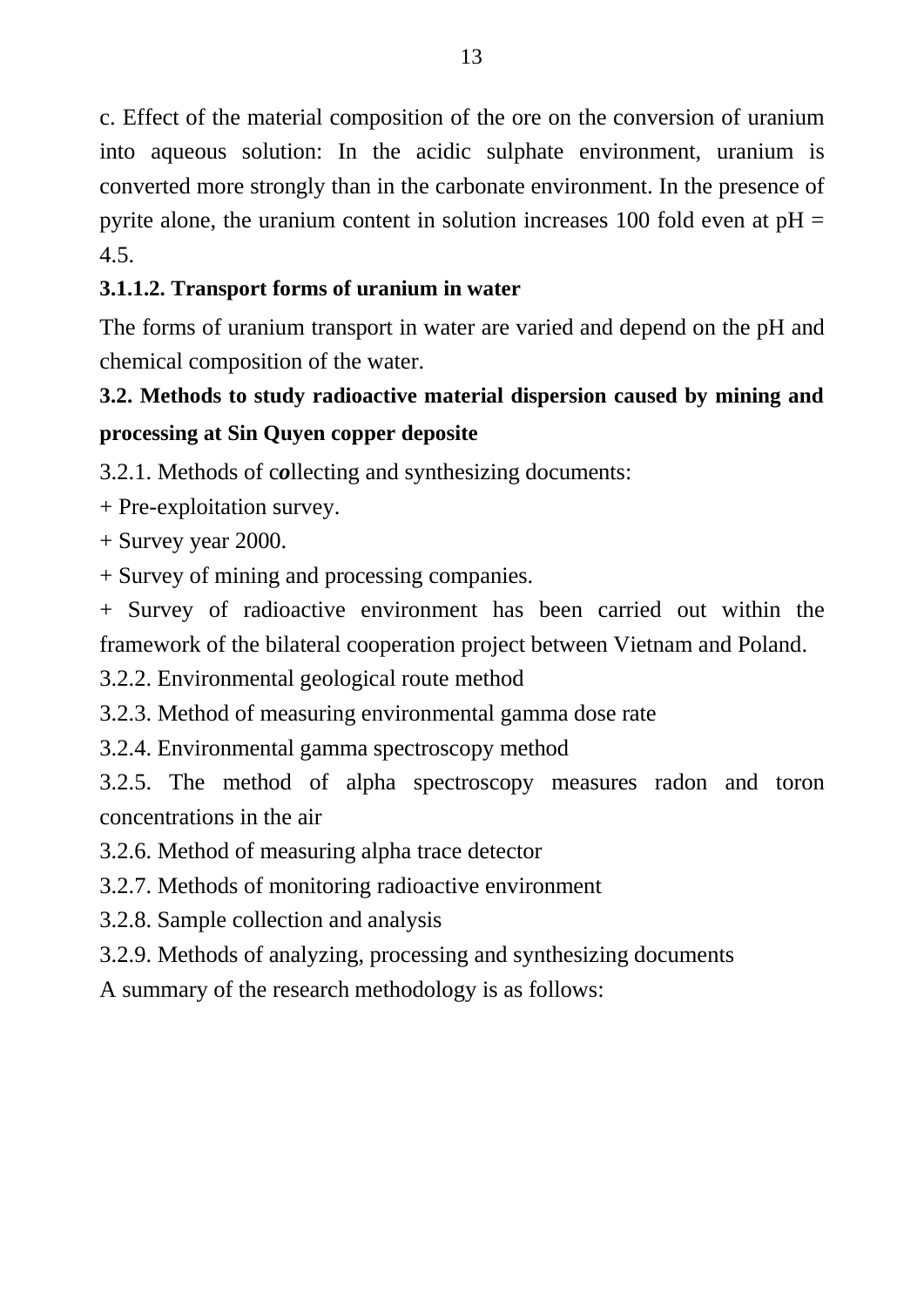c. Effect of the material composition of the ore on the conversion of uranium into aqueous solution: In the acidic sulphate environment, uranium is converted more strongly than in the carbonate environment. In the presence of pyrite alone, the uranium content in solution increases 100 fold even at pH = 4.5.

#### 3.1.1.2. Transport forms of uranium in water

The forms of uranium transport in water are varied and depend on the pH and chemical composition of the water.

### 3.2. Methods to study radioactive material dispersion caused by mining and processing at Sin Quyen copper deposite

3.2.1. Methods of collecting and synthesizing documents:

+ Pre-exploitation survey.

+ Survey year 2000.

+ Survey of mining and processing companies.

+ Survey of radioactive environment has been carried out within the framework of the bilateral cooperation project between Vietnam and Poland.

3.2.2. Environmental geological route method

3.2.3. Method of measuring environmental gamma dose rate

3.2.4. Environmental gamma spectroscopy method

3.2.5. The method of alpha spectroscopy measures radon and toron concentrations in the air

3.2.6. Method of measuring alpha trace detector

3.2.7. Methods of monitoring radioactive environment

3.2.8. Sample collection and analysis

3.2.9. Methods of analyzing, processing and synthesizing documents

A summary of the research methodology is as follows: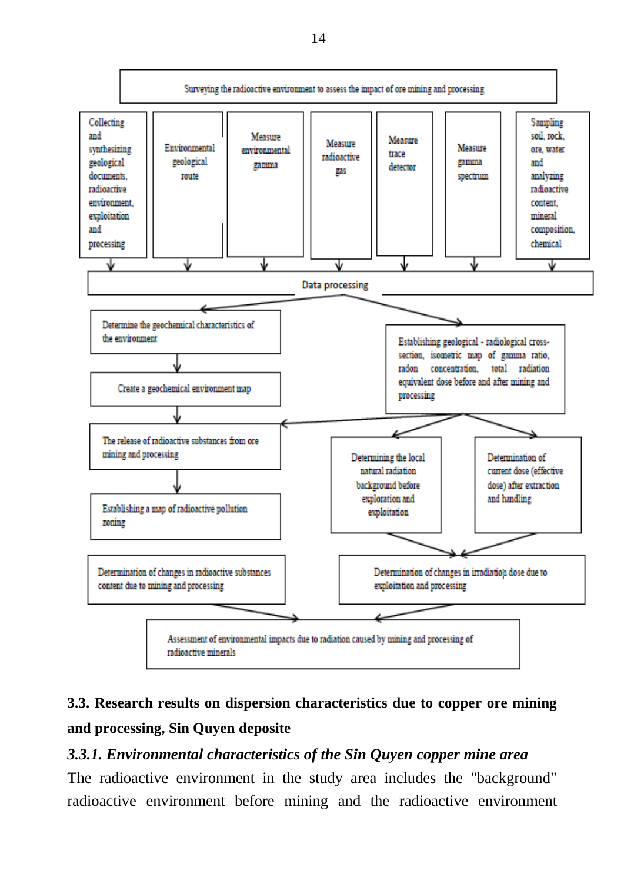Surveying the radioactive environment to assess the impact of ore mining and processing

- Collecting and synthesizing geological documents, radioactive environment, exploitation and processing
- Environmental geological route
- Measure environmental gamma
- Measure radioactive gas
- Measure trace detector
- Measure gamma spectrum
- Sampling soil, rock, ore, water and analyzing radioactive content, mineral composition, chemical

Data processing

- Determine the geochemical characteristics of the environment
- Create a geochemical environment map
- Establishing geological - radiological cross-section, isometric map of gamma ratio, radon concentration, total radiation equivalent dose before and after mining and processing
- The release of radioactive substances from ore mining and processing
- Establishing a map of radioactive pollution zoning
- Determining the local natural radiation background before exploration and exploitation
- Determination of current dose (effective dose) after extraction and handling
- Determination of changes in radioactive substances content due to mining and processing
- Determination of changes in irradiation dose due to exploitation and processing

Assessment of environmental impacts due to radiation caused by mining and processing of radioactive minerals

## 3.3. Research results on dispersion characteristics due to copper ore mining and processing, Sin Quyen deposite

### *3.3.1. Environmental characteristics of the Sin Quyen copper mine area*

The radioactive environment in the study area includes the "background" radioactive environment before mining and the radioactive environment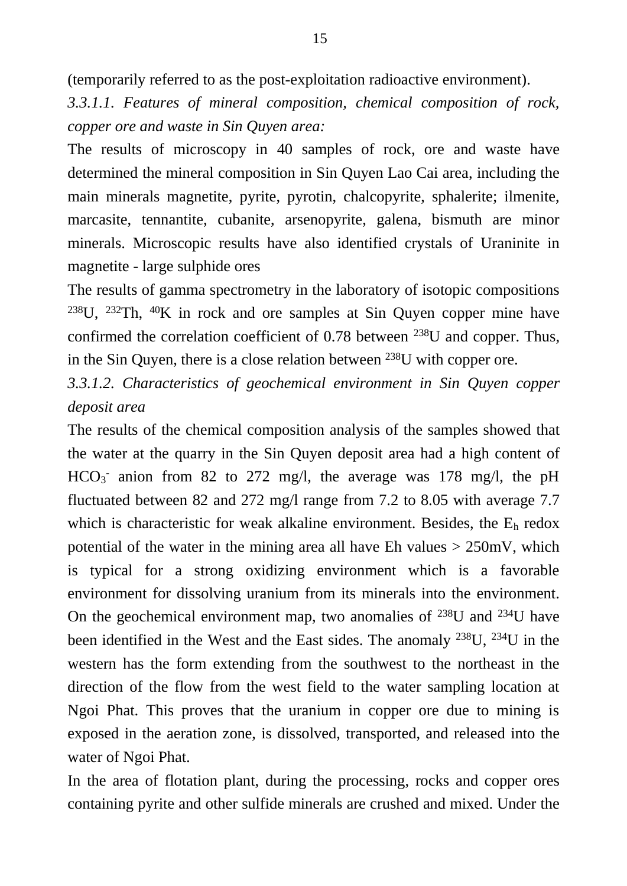(temporarily referred to as the post-exploitation radioactive environment).

*3.3.1.1. Features of mineral composition, chemical composition of rock, copper ore and waste in Sin Quyen area:*

The results of microscopy in 40 samples of rock, ore and waste have determined the mineral composition in Sin Quyen Lao Cai area, including the main minerals magnetite, pyrite, pyrotin, chalcopyrite, sphalerite; ilmenite, marcasite, tennantite, cubanite, arsenopyrite, galena, bismuth are minor minerals. Microscopic results have also identified crystals of Uraninite in magnetite - large sulphide ores

The results of gamma spectrometry in the laboratory of isotopic compositions $^{238}U$, $^{232}Th$, $^{40}K$ in rock and ore samples at Sin Quyen copper mine have confirmed the correlation coefficient of 0.78 between $^{238}U$ and copper. Thus, in the Sin Quyen, there is a close relation between $^{238}U$ with copper ore.

*3.3.1.2. Characteristics of geochemical environment in Sin Quyen copper deposit area*

The results of the chemical composition analysis of the samples showed that the water at the quarry in the Sin Quyen deposit area had a high content of $HCO_3^-$ anion from 82 to 272 mg/l, the average was 178 mg/l, the pH fluctuated between 82 and 272 mg/l range from 7.2 to 8.05 with average 7.7 which is characteristic for weak alkaline environment. Besides, the $E_h$ redox potential of the water in the mining area all have Eh values > 250mV, which is typical for a strong oxidizing environment which is a favorable environment for dissolving uranium from its minerals into the environment. On the geochemical environment map, two anomalies of $^{238}U$ and $^{234}U$ have been identified in the West and the East sides. The anomaly $^{238}U$, $^{234}U$ in the western has the form extending from the southwest to the northeast in the direction of the flow from the west field to the water sampling location at Ngoi Phat. This proves that the uranium in copper ore due to mining is exposed in the aeration zone, is dissolved, transported, and released into the water of Ngoi Phat.

In the area of flotation plant, during the processing, rocks and copper ores containing pyrite and other sulfide minerals are crushed and mixed. Under the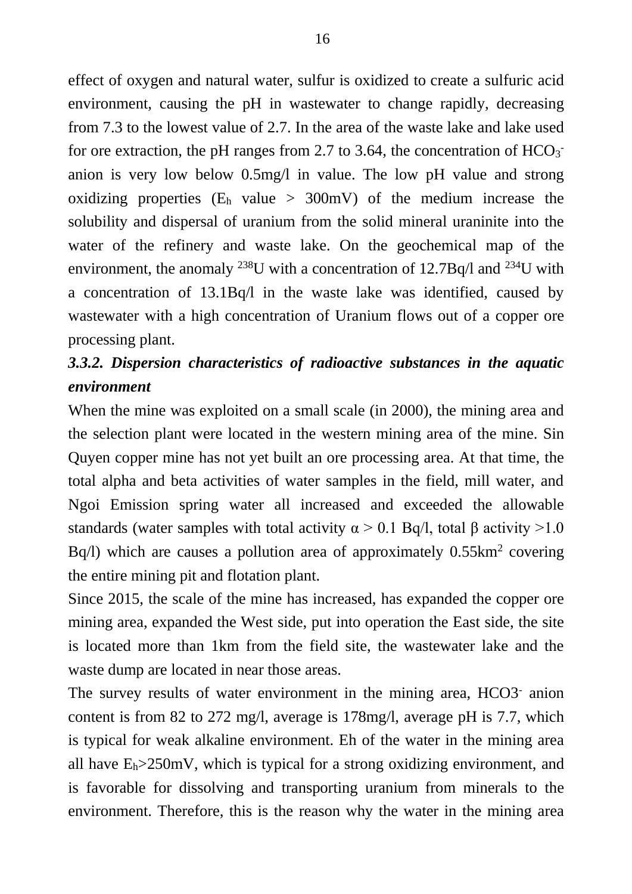effect of oxygen and natural water, sulfur is oxidized to create a sulfuric acid environment, causing the pH in wastewater to change rapidly, decreasing from 7.3 to the lowest value of 2.7. In the area of the waste lake and lake used for ore extraction, the pH ranges from 2.7 to 3.64, the concentration of $HCO_3^-$ anion is very low below 0.5mg/l in value. The low pH value and strong oxidizing properties ($E_h$ value > 300mV) of the medium increase the solubility and dispersal of uranium from the solid mineral uraninite into the water of the refinery and waste lake. On the geochemical map of the environment, the anomaly $^{238}U$ with a concentration of 12.7Bq/l and $^{234}U$ with a concentration of 13.1Bq/l in the waste lake was identified, caused by wastewater with a high concentration of Uranium flows out of a copper ore processing plant.

***3.3.2. Dispersion characteristics of radioactive substances in the aquatic environment***

When the mine was exploited on a small scale (in 2000), the mining area and the selection plant were located in the western mining area of the mine. Sin Quyen copper mine has not yet built an ore processing area. At that time, the total alpha and beta activities of water samples in the field, mill water, and Ngoi Emission spring water all increased and exceeded the allowable standards (water samples with total activity $\alpha$ > 0.1 Bq/l, total $\beta$ activity >1.0 Bq/l) which are causes a pollution area of approximately 0.55km$^2$ covering the entire mining pit and flotation plant.

Since 2015, the scale of the mine has increased, has expanded the copper ore mining area, expanded the West side, put into operation the East side, the site is located more than 1km from the field site, the wastewater lake and the waste dump are located in near those areas.

The survey results of water environment in the mining area, $HCO3^-$ anion content is from 82 to 272 mg/l, average is 178mg/l, average pH is 7.7, which is typical for weak alkaline environment. Eh of the water in the mining area all have $E_h$>250mV, which is typical for a strong oxidizing environment, and is favorable for dissolving and transporting uranium from minerals to the environment. Therefore, this is the reason why the water in the mining area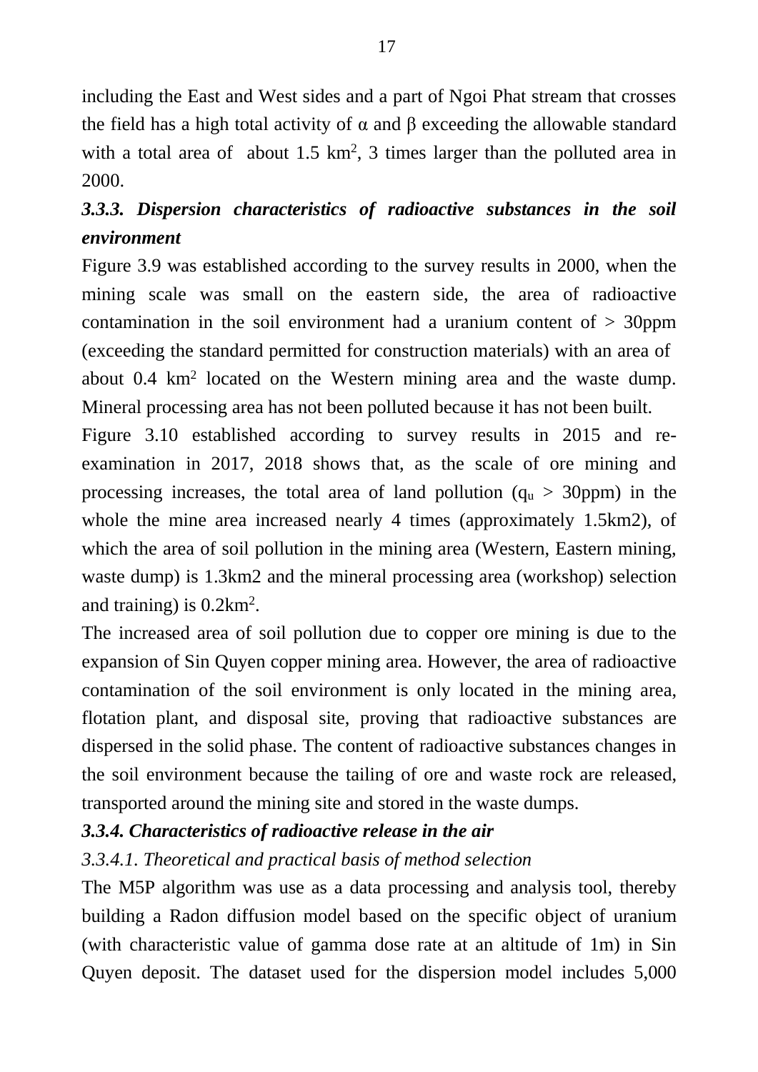including the East and West sides and a part of Ngoi Phat stream that crosses the field has a high total activity of α and β exceeding the allowable standard with a total area of about 1.5 $km^2$, 3 times larger than the polluted area in 2000.

### *3.3.3. Dispersion characteristics of radioactive substances in the soil environment*

Figure 3.9 was established according to the survey results in 2000, when the mining scale was small on the eastern side, the area of radioactive contamination in the soil environment had a uranium content of > 30ppm (exceeding the standard permitted for construction materials) with an area of about 0.4 $km^2$ located on the Western mining area and the waste dump. Mineral processing area has not been polluted because it has not been built.

Figure 3.10 established according to survey results in 2015 and re-examination in 2017, 2018 shows that, as the scale of ore mining and processing increases, the total area of land pollution ($q_u$ > 30ppm) in the whole the mine area increased nearly 4 times (approximately 1.5km2), of which the area of soil pollution in the mining area (Western, Eastern mining, waste dump) is 1.3km2 and the mineral processing area (workshop) selection and training) is 0.2$km^2$.

The increased area of soil pollution due to copper ore mining is due to the expansion of Sin Quyen copper mining area. However, the area of radioactive contamination of the soil environment is only located in the mining area, flotation plant, and disposal site, proving that radioactive substances are dispersed in the solid phase. The content of radioactive substances changes in the soil environment because the tailing of ore and waste rock are released, transported around the mining site and stored in the waste dumps.

### *3.3.4. Characteristics of radioactive release in the air*

#### *3.3.4.1. Theoretical and practical basis of method selection*

The M5P algorithm was use as a data processing and analysis tool, thereby building a Radon diffusion model based on the specific object of uranium (with characteristic value of gamma dose rate at an altitude of 1m) in Sin Quyen deposit. The dataset used for the dispersion model includes 5,000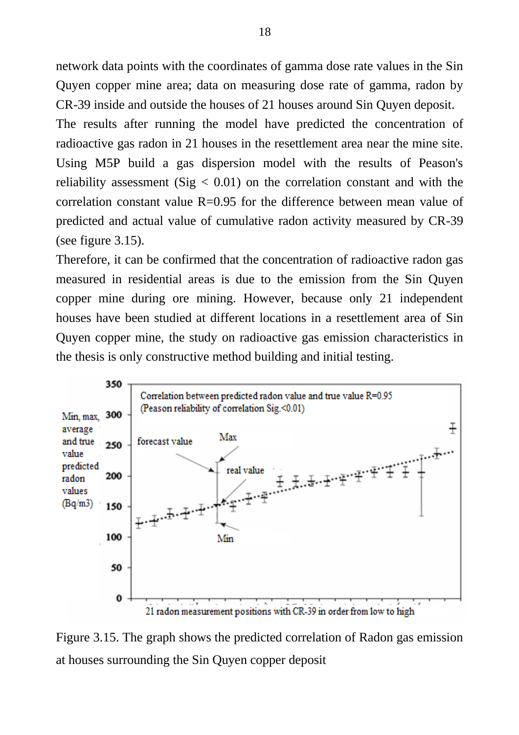network data points with the coordinates of gamma dose rate values in the Sin Quyen copper mine area; data on measuring dose rate of gamma, radon by CR-39 inside and outside the houses of 21 houses around Sin Quyen deposit.

The results after running the model have predicted the concentration of radioactive gas radon in 21 houses in the resettlement area near the mine site. Using M5P build a gas dispersion model with the results of Peason's reliability assessment (Sig < 0.01) on the correlation constant and with the correlation constant value R=0.95 for the difference between mean value of predicted and actual value of cumulative radon activity measured by CR-39 (see figure 3.15).

Therefore, it can be confirmed that the concentration of radioactive radon gas measured in residential areas is due to the emission from the Sin Quyen copper mine during ore mining. However, because only 21 independent houses have been studied at different locations in a resettlement area of Sin Quyen copper mine, the study on radioactive gas emission characteristics in the thesis is only constructive method building and initial testing.

Figure 3.15. The graph shows the predicted correlation of Radon gas emission at houses surrounding the Sin Quyen copper deposit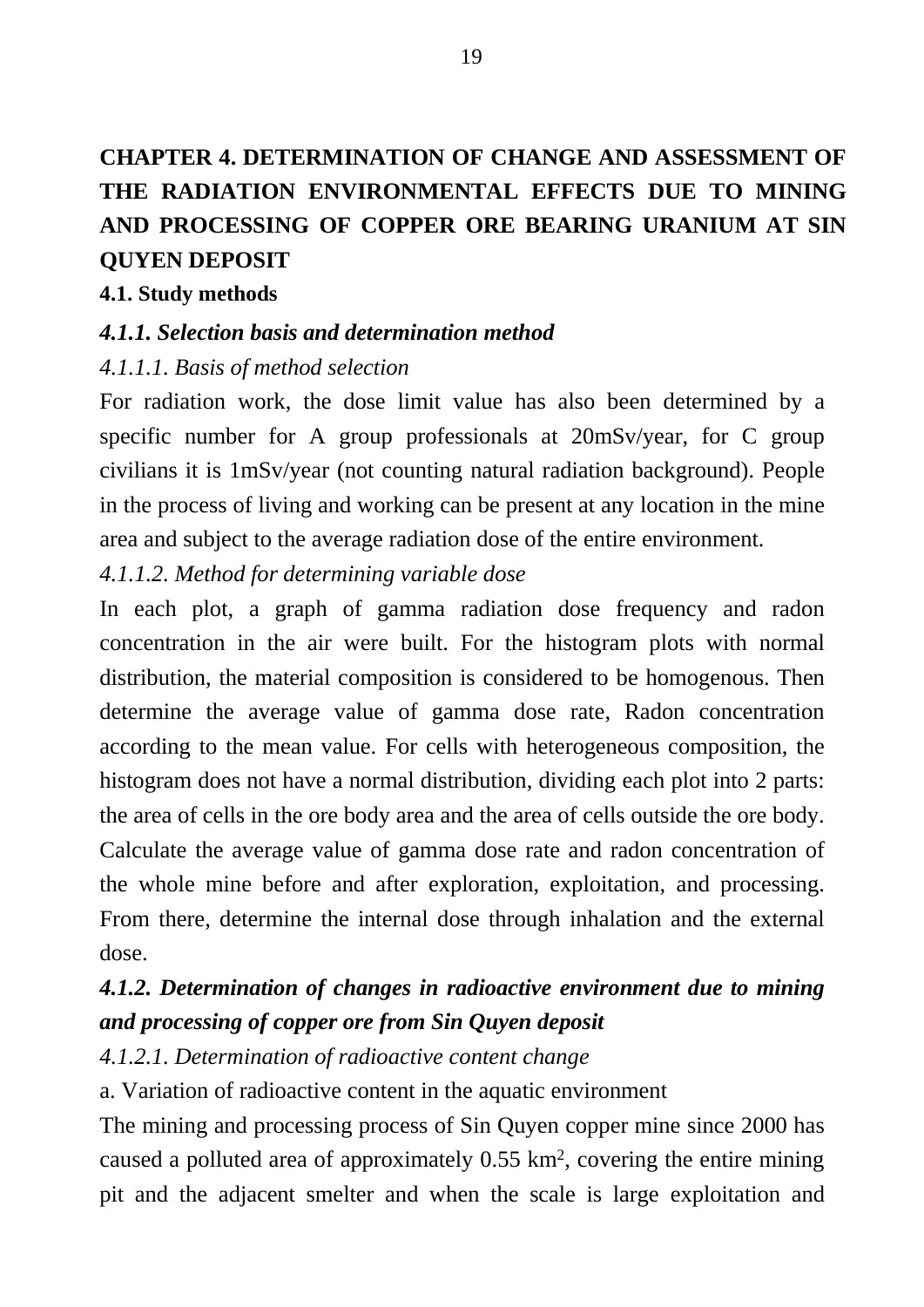# CHAPTER 4. DETERMINATION OF CHANGE AND ASSESSMENT OF THE RADIATION ENVIRONMENTAL EFFECTS DUE TO MINING AND PROCESSING OF COPPER ORE BEARING URANIUM AT SIN QUYEN DEPOSIT

## 4.1. Study methods

### *4.1.1. Selection basis and determination method*

*4.1.1.1. Basis of method selection*

For radiation work, the dose limit value has also been determined by a specific number for A group professionals at 20mSv/year, for C group civilians it is 1mSv/year (not counting natural radiation background). People in the process of living and working can be present at any location in the mine area and subject to the average radiation dose of the entire environment.

*4.1.1.2. Method for determining variable dose*

In each plot, a graph of gamma radiation dose frequency and radon concentration in the air were built. For the histogram plots with normal distribution, the material composition is considered to be homogenous. Then determine the average value of gamma dose rate, Radon concentration according to the mean value. For cells with heterogeneous composition, the histogram does not have a normal distribution, dividing each plot into 2 parts: the area of cells in the ore body area and the area of cells outside the ore body. Calculate the average value of gamma dose rate and radon concentration of the whole mine before and after exploration, exploitation, and processing. From there, determine the internal dose through inhalation and the external dose.

### *4.1.2. Determination of changes in radioactive environment due to mining and processing of copper ore from Sin Quyen deposit*

*4.1.2.1. Determination of radioactive content change*

a. Variation of radioactive content in the aquatic environment

The mining and processing process of Sin Quyen copper mine since 2000 has caused a polluted area of approximately 0.55 km$^2$, covering the entire mining pit and the adjacent smelter and when the scale is large exploitation and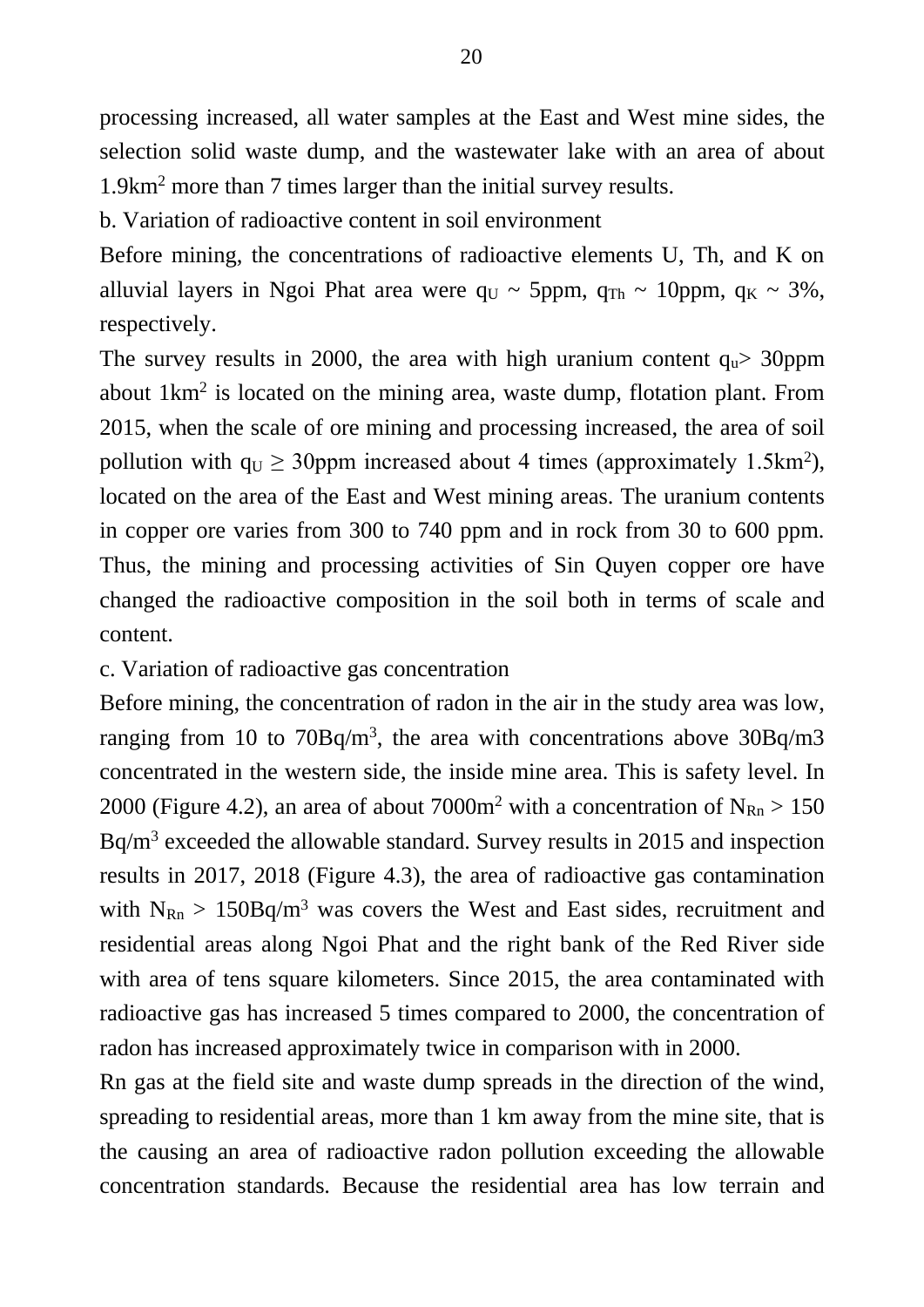processing increased, all water samples at the East and West mine sides, the selection solid waste dump, and the wastewater lake with an area of about 1.9km$^2$ more than 7 times larger than the initial survey results.

b. Variation of radioactive content in soil environment

Before mining, the concentrations of radioactive elements U, Th, and K on alluvial layers in Ngoi Phat area were $q_U$ ~ 5ppm, $q_{Th}$ ~ 10ppm, $q_K$ ~ 3%, respectively.

The survey results in 2000, the area with high uranium content $q_u$> 30ppm about 1km$^2$ is located on the mining area, waste dump, flotation plant. From 2015, when the scale of ore mining and processing increased, the area of soil pollution with $q_U \geq$ 30ppm increased about 4 times (approximately 1.5km$^2$), located on the area of the East and West mining areas. The uranium contents in copper ore varies from 300 to 740 ppm and in rock from 30 to 600 ppm. Thus, the mining and processing activities of Sin Quyen copper ore have changed the radioactive composition in the soil both in terms of scale and content.

c. Variation of radioactive gas concentration

Before mining, the concentration of radon in the air in the study area was low, ranging from 10 to 70Bq/m$^3$, the area with concentrations above 30Bq/m3 concentrated in the western side, the inside mine area. This is safety level. In 2000 (Figure 4.2), an area of about 7000m$^2$ with a concentration of $N_{Rn}$ > 150 Bq/m$^3$ exceeded the allowable standard. Survey results in 2015 and inspection results in 2017, 2018 (Figure 4.3), the area of radioactive gas contamination with $N_{Rn}$ > 150Bq/m$^3$ was covers the West and East sides, recruitment and residential areas along Ngoi Phat and the right bank of the Red River side with area of tens square kilometers. Since 2015, the area contaminated with radioactive gas has increased 5 times compared to 2000, the concentration of radon has increased approximately twice in comparison with in 2000.

Rn gas at the field site and waste dump spreads in the direction of the wind, spreading to residential areas, more than 1 km away from the mine site, that is the causing an area of radioactive radon pollution exceeding the allowable concentration standards. Because the residential area has low terrain and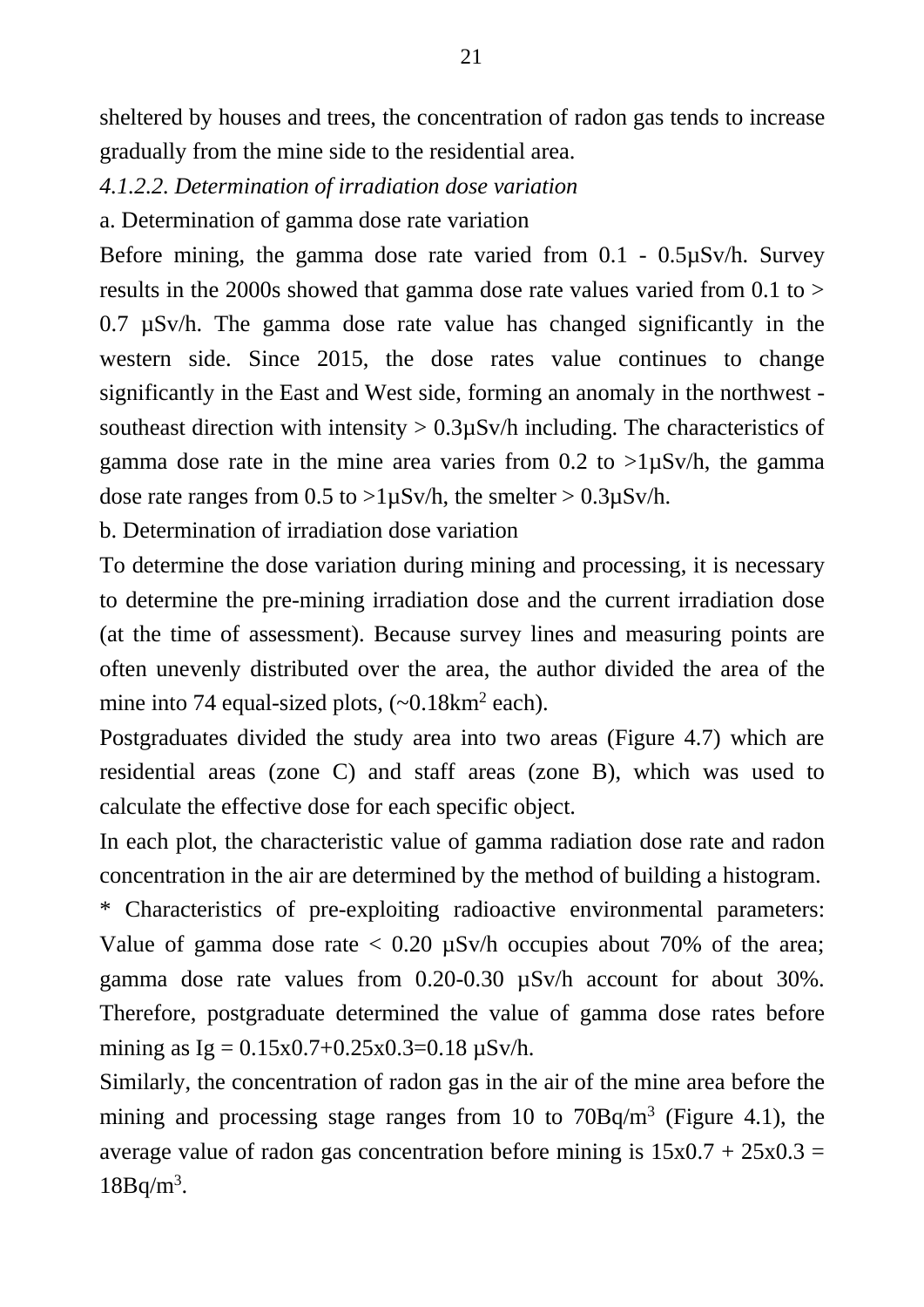sheltered by houses and trees, the concentration of radon gas tends to increase gradually from the mine side to the residential area.

*4.1.2.2. Determination of irradiation dose variation*

a. Determination of gamma dose rate variation

Before mining, the gamma dose rate varied from 0.1 - 0.5μSv/h. Survey results in the 2000s showed that gamma dose rate values varied from 0.1 to > 0.7 μSv/h. The gamma dose rate value has changed significantly in the western side. Since 2015, the dose rates value continues to change significantly in the East and West side, forming an anomaly in the northwest - southeast direction with intensity > 0.3μSv/h including. The characteristics of gamma dose rate in the mine area varies from 0.2 to >1μSv/h, the gamma dose rate ranges from 0.5 to >1μSv/h, the smelter > 0.3μSv/h.

b. Determination of irradiation dose variation

To determine the dose variation during mining and processing, it is necessary to determine the pre-mining irradiation dose and the current irradiation dose (at the time of assessment). Because survey lines and measuring points are often unevenly distributed over the area, the author divided the area of the mine into 74 equal-sized plots, (~0.18km$^2$ each).

Postgraduates divided the study area into two areas (Figure 4.7) which are residential areas (zone C) and staff areas (zone B), which was used to calculate the effective dose for each specific object.

In each plot, the characteristic value of gamma radiation dose rate and radon concentration in the air are determined by the method of building a histogram.

* Characteristics of pre-exploiting radioactive environmental parameters: Value of gamma dose rate < 0.20 μSv/h occupies about 70% of the area; gamma dose rate values from 0.20-0.30 μSv/h account for about 30%. Therefore, postgraduate determined the value of gamma dose rates before mining as $I_g = 0.15 \times 0.7 + 0.25 \times 0.3 = 0.18$ μSv/h.

Similarly, the concentration of radon gas in the air of the mine area before the mining and processing stage ranges from 10 to 70Bq/m$^3$ (Figure 4.1), the average value of radon gas concentration before mining is $15 \times 0.7 + 25 \times 0.3 = 18$Bq/m$^3$.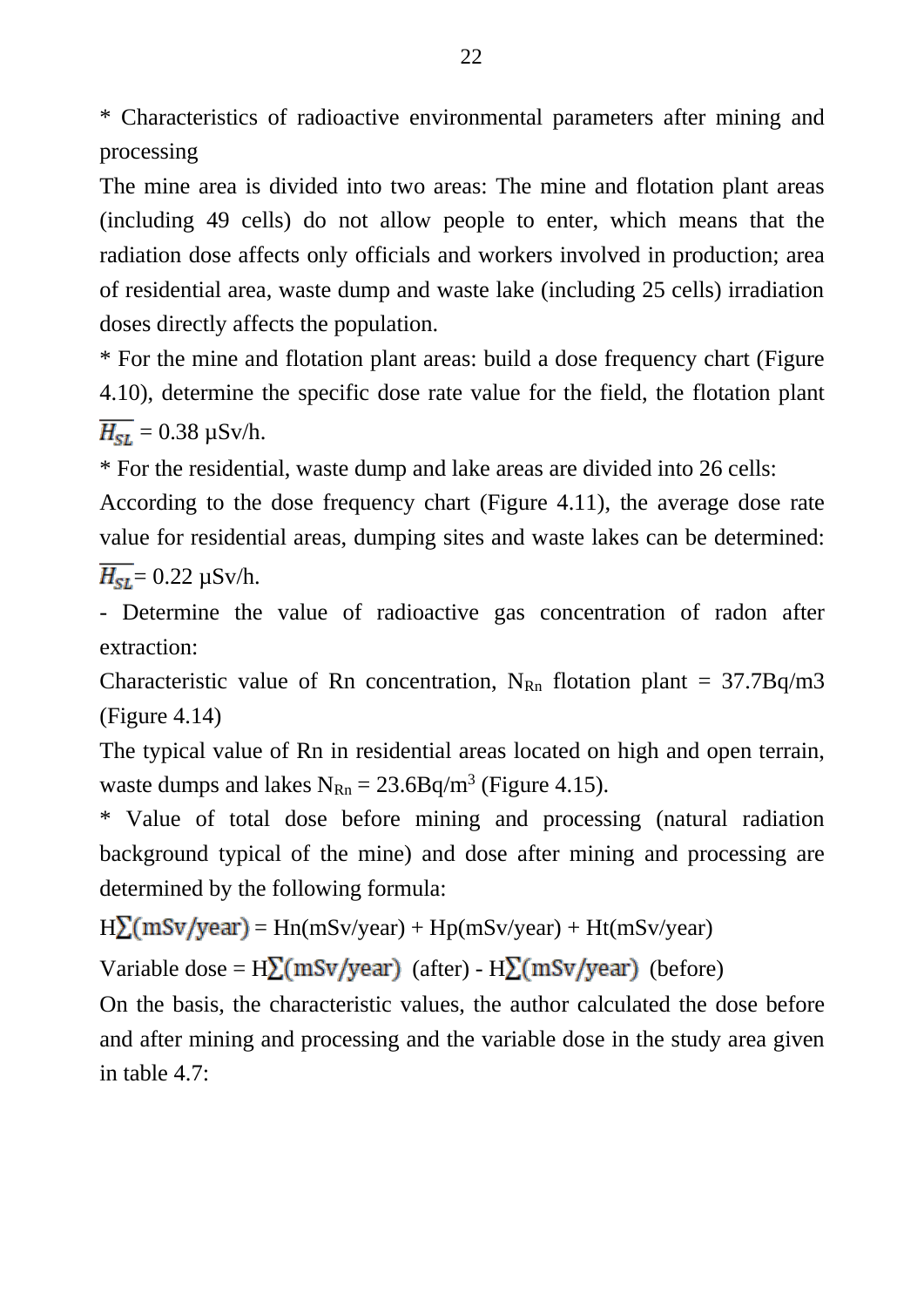* Characteristics of radioactive environmental parameters after mining and processing

The mine area is divided into two areas: The mine and flotation plant areas (including 49 cells) do not allow people to enter, which means that the radiation dose affects only officials and workers involved in production; area of residential area, waste dump and waste lake (including 25 cells) irradiation doses directly affects the population.

* For the mine and flotation plant areas: build a dose frequency chart (Figure 4.10), determine the specific dose rate value for the field, the flotation plant $\overline{H_{SL}}$ = 0.38 μSv/h.

* For the residential, waste dump and lake areas are divided into 26 cells:

According to the dose frequency chart (Figure 4.11), the average dose rate value for residential areas, dumping sites and waste lakes can be determined: $\overline{H_{SL}}$= 0.22 μSv/h.

- Determine the value of radioactive gas concentration of radon after extraction:

Characteristic value of Rn concentration, $N_{Rn}$ flotation plant = 37.7Bq/m3 (Figure 4.14)

The typical value of Rn in residential areas located on high and open terrain, waste dumps and lakes $N_{Rn}$ = 23.6Bq/$m^3$ (Figure 4.15).

* Value of total dose before mining and processing (natural radiation background typical of the mine) and dose after mining and processing are determined by the following formula:

$H_{\sum}$(mSv/year) = Hn(mSv/year) + Hp(mSv/year) + Ht(mSv/year)

Variable dose = $H_{\sum}$(mSv/year) (after) - $H_{\sum}$(mSv/year) (before)

On the basis, the characteristic values, the author calculated the dose before and after mining and processing and the variable dose in the study area given in table 4.7: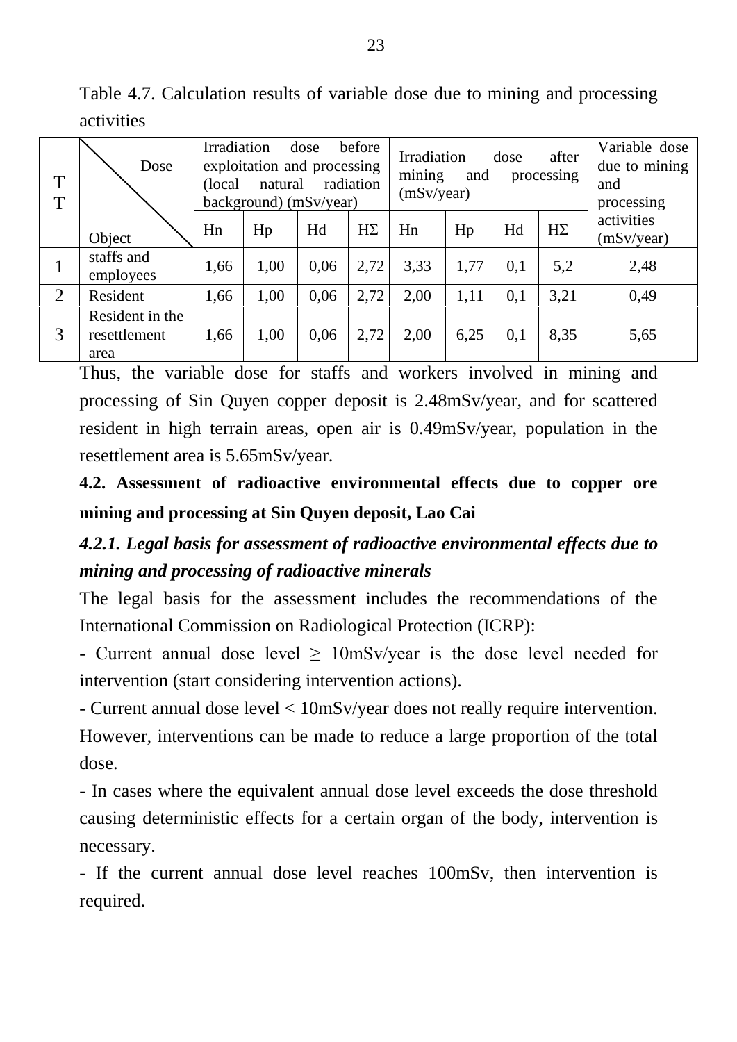Table 4.7. Calculation results of variable dose due to mining and processing activities

| TT | Dose / Object | Irradiation dose before exploitation and processing (local natural radiation background) (mSv/year) | | | | Irradiation dose after mining and processing (mSv/year) | | | | Variable dose due to mining and processing activities (mSv/year) |
|---|---|---|---|---|---|---|---|---|---|---|
| | | Hn | Hp | Hd | HΣ | Hn | Hp | Hd | HΣ | |
| 1 | staffs and employees | 1,66 | 1,00 | 0,06 | 2,72 | 3,33 | 1,77 | 0,1 | 5,2 | 2,48 |
| 2 | Resident | 1,66 | 1,00 | 0,06 | 2,72 | 2,00 | 1,11 | 0,1 | 3,21 | 0,49 |
| 3 | Resident in the resettlement area | 1,66 | 1,00 | 0,06 | 2,72 | 2,00 | 6,25 | 0,1 | 8,35 | 5,65 |

Thus, the variable dose for staffs and workers involved in mining and processing of Sin Quyen copper deposit is 2.48mSv/year, and for scattered resident in high terrain areas, open air is 0.49mSv/year, population in the resettlement area is 5.65mSv/year.

## 4.2. Assessment of radioactive environmental effects due to copper ore mining and processing at Sin Quyen deposit, Lao Cai

### *4.2.1. Legal basis for assessment of radioactive environmental effects due to mining and processing of radioactive minerals*

The legal basis for the assessment includes the recommendations of the International Commission on Radiological Protection (ICRP):

- Current annual dose level ≥ 10mSv/year is the dose level needed for intervention (start considering intervention actions).
- Current annual dose level < 10mSv/year does not really require intervention. However, interventions can be made to reduce a large proportion of the total dose.
- In cases where the equivalent annual dose level exceeds the dose threshold causing deterministic effects for a certain organ of the body, intervention is necessary.
- If the current annual dose level reaches 100mSv, then intervention is required.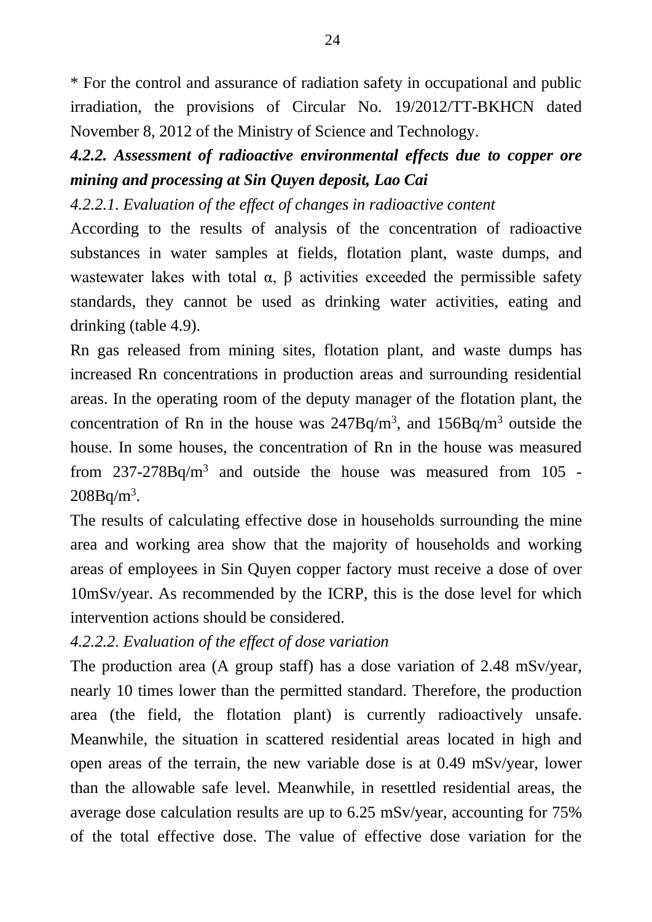* For the control and assurance of radiation safety in occupational and public irradiation, the provisions of Circular No. 19/2012/TT-BKHCN dated November 8, 2012 of the Ministry of Science and Technology.

### *4.2.2. Assessment of radioactive environmental effects due to copper ore mining and processing at Sin Quyen deposit, Lao Cai*

*4.2.2.1. Evaluation of the effect of changes in radioactive content*

According to the results of analysis of the concentration of radioactive substances in water samples at fields, flotation plant, waste dumps, and wastewater lakes with total α, β activities exceeded the permissible safety standards, they cannot be used as drinking water activities, eating and drinking (table 4.9).

Rn gas released from mining sites, flotation plant, and waste dumps has increased Rn concentrations in production areas and surrounding residential areas. In the operating room of the deputy manager of the flotation plant, the concentration of Rn in the house was $247 Bq/m^3$, and $156 Bq/m^3$ outside the house. In some houses, the concentration of Rn in the house was measured from $237\text{-}278 Bq/m^3$ and outside the house was measured from $105$ - $208 Bq/m^3$.

The results of calculating effective dose in households surrounding the mine area and working area show that the majority of households and working areas of employees in Sin Quyen copper factory must receive a dose of over 10mSv/year. As recommended by the ICRP, this is the dose level for which intervention actions should be considered.

*4.2.2.2. Evaluation of the effect of dose variation*

The production area (A group staff) has a dose variation of 2.48 mSv/year, nearly 10 times lower than the permitted standard. Therefore, the production area (the field, the flotation plant) is currently radioactively unsafe. Meanwhile, the situation in scattered residential areas located in high and open areas of the terrain, the new variable dose is at 0.49 mSv/year, lower than the allowable safe level. Meanwhile, in resettled residential areas, the average dose calculation results are up to 6.25 mSv/year, accounting for 75% of the total effective dose. The value of effective dose variation for the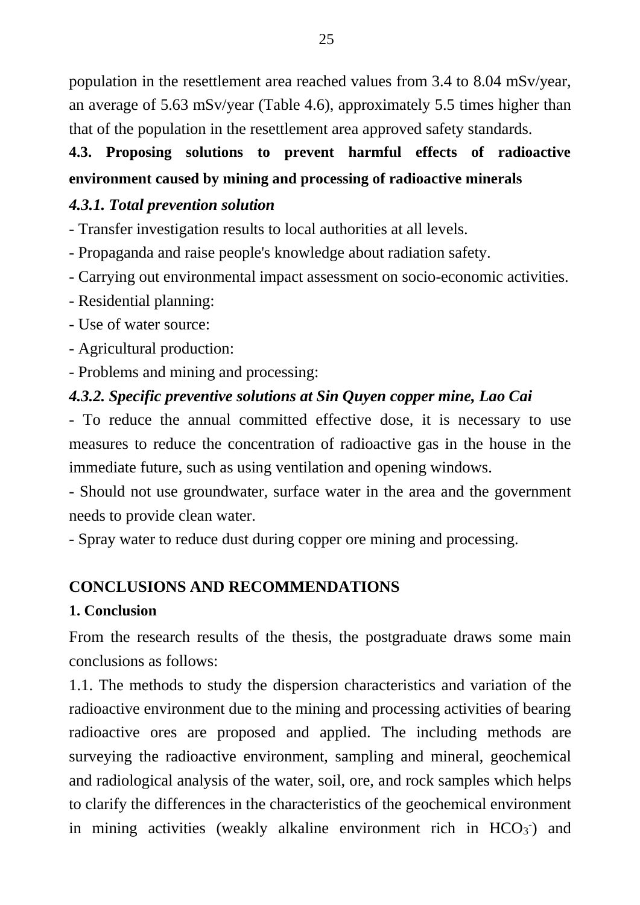population in the resettlement area reached values from 3.4 to 8.04 mSv/year, an average of 5.63 mSv/year (Table 4.6), approximately 5.5 times higher than that of the population in the resettlement area approved safety standards.

### 4.3. Proposing solutions to prevent harmful effects of radioactive environment caused by mining and processing of radioactive minerals

#### *4.3.1. Total prevention solution*

- Transfer investigation results to local authorities at all levels.
- Propaganda and raise people's knowledge about radiation safety.
- Carrying out environmental impact assessment on socio-economic activities.
- Residential planning:
- Use of water source:
- Agricultural production:
- Problems and mining and processing:

#### *4.3.2. Specific preventive solutions at Sin Quyen copper mine, Lao Cai*

- To reduce the annual committed effective dose, it is necessary to use measures to reduce the concentration of radioactive gas in the house in the immediate future, such as using ventilation and opening windows.
- Should not use groundwater, surface water in the area and the government needs to provide clean water.
- Spray water to reduce dust during copper ore mining and processing.

## CONCLUSIONS AND RECOMMENDATIONS

### 1. Conclusion

From the research results of the thesis, the postgraduate draws some main conclusions as follows:

1.1. The methods to study the dispersion characteristics and variation of the radioactive environment due to the mining and processing activities of bearing radioactive ores are proposed and applied. The including methods are surveying the radioactive environment, sampling and mineral, geochemical and radiological analysis of the water, soil, ore, and rock samples which helps to clarify the differences in the characteristics of the geochemical environment in mining activities (weakly alkaline environment rich in $HCO_3^-$) and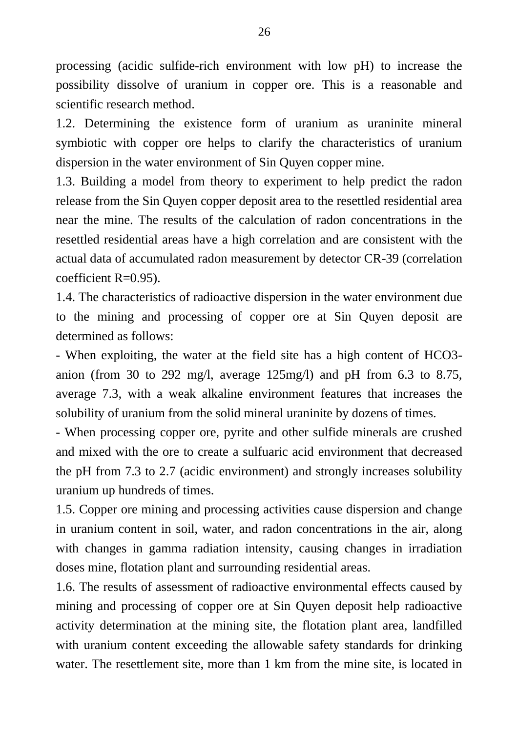processing (acidic sulfide-rich environment with low pH) to increase the possibility dissolve of uranium in copper ore. This is a reasonable and scientific research method.

1.2. Determining the existence form of uranium as uraninite mineral symbiotic with copper ore helps to clarify the characteristics of uranium dispersion in the water environment of Sin Quyen copper mine.

1.3. Building a model from theory to experiment to help predict the radon release from the Sin Quyen copper deposit area to the resettled residential area near the mine. The results of the calculation of radon concentrations in the resettled residential areas have a high correlation and are consistent with the actual data of accumulated radon measurement by detector CR-39 (correlation coefficient R=0.95).

1.4. The characteristics of radioactive dispersion in the water environment due to the mining and processing of copper ore at Sin Quyen deposit are determined as follows:

- When exploiting, the water at the field site has a high content of $HCO_3^-$ anion (from 30 to 292 mg/l, average 125mg/l) and pH from 6.3 to 8.75, average 7.3, with a weak alkaline environment features that increases the solubility of uranium from the solid mineral uraninite by dozens of times.
- When processing copper ore, pyrite and other sulfide minerals are crushed and mixed with the ore to create a sulfuaric acid environment that decreased the pH from 7.3 to 2.7 (acidic environment) and strongly increases solubility uranium up hundreds of times.

1.5. Copper ore mining and processing activities cause dispersion and change in uranium content in soil, water, and radon concentrations in the air, along with changes in gamma radiation intensity, causing changes in irradiation doses mine, flotation plant and surrounding residential areas.

1.6. The results of assessment of radioactive environmental effects caused by mining and processing of copper ore at Sin Quyen deposit help radioactive activity determination at the mining site, the flotation plant area, landfilled with uranium content exceeding the allowable safety standards for drinking water. The resettlement site, more than 1 km from the mine site, is located in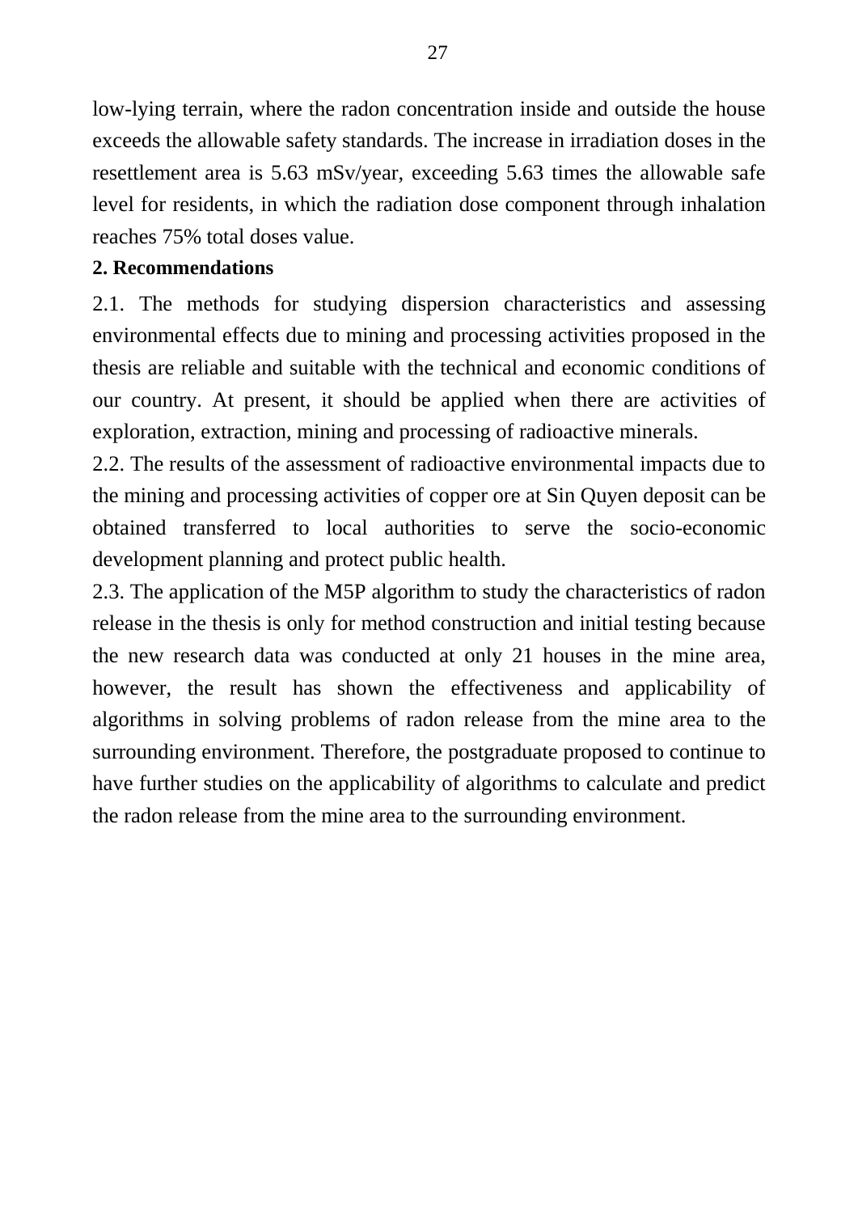low-lying terrain, where the radon concentration inside and outside the house exceeds the allowable safety standards. The increase in irradiation doses in the resettlement area is 5.63 mSv/year, exceeding 5.63 times the allowable safe level for residents, in which the radiation dose component through inhalation reaches 75% total doses value.

**2. Recommendations**

2.1. The methods for studying dispersion characteristics and assessing environmental effects due to mining and processing activities proposed in the thesis are reliable and suitable with the technical and economic conditions of our country. At present, it should be applied when there are activities of exploration, extraction, mining and processing of radioactive minerals.

2.2. The results of the assessment of radioactive environmental impacts due to the mining and processing activities of copper ore at Sin Quyen deposit can be obtained transferred to local authorities to serve the socio-economic development planning and protect public health.

2.3. The application of the M5P algorithm to study the characteristics of radon release in the thesis is only for method construction and initial testing because the new research data was conducted at only 21 houses in the mine area, however, the result has shown the effectiveness and applicability of algorithms in solving problems of radon release from the mine area to the surrounding environment. Therefore, the postgraduate proposed to continue to have further studies on the applicability of algorithms to calculate and predict the radon release from the mine area to the surrounding environment.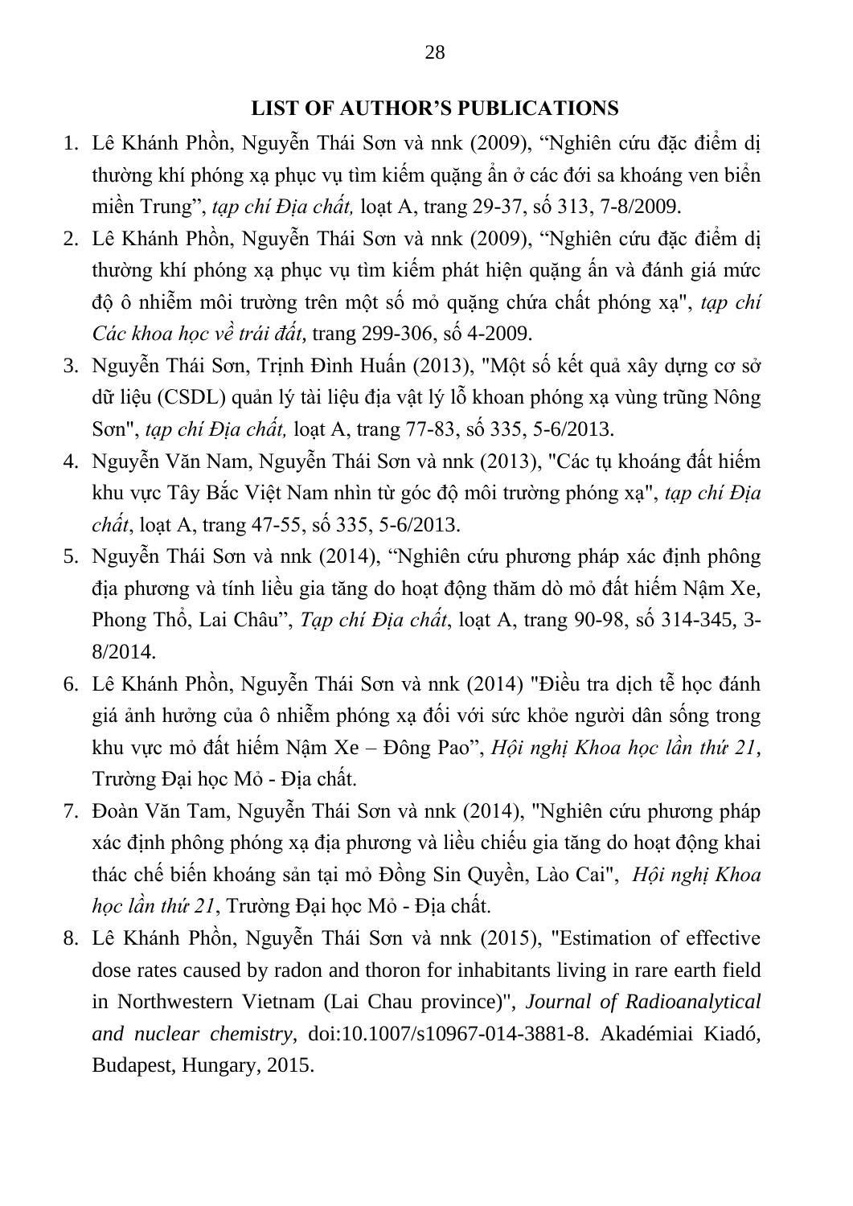## LIST OF AUTHOR'S PUBLICATIONS

1. Lê Khánh Phồn, Nguyễn Thái Sơn và nnk (2009), "Nghiên cứu đặc điểm dị thường khí phóng xạ phục vụ tìm kiếm quặng ẩn ở các đới sa khoáng ven biển miền Trung", *tạp chí Địa chất,* loạt A, trang 29-37, số 313, 7-8/2009.
2. Lê Khánh Phồn, Nguyễn Thái Sơn và nnk (2009), "Nghiên cứu đặc điểm dị thường khí phóng xạ phục vụ tìm kiếm phát hiện quặng ấn và đánh giá mức độ ô nhiễm môi trường trên một số mỏ quặng chứa chất phóng xạ", *tạp chí Các khoa học về trái đất,* trang 299-306, số 4-2009.
3. Nguyễn Thái Sơn, Trịnh Đình Huấn (2013), "Một số kết quả xây dựng cơ sở dữ liệu (CSDL) quản lý tài liệu địa vật lý lỗ khoan phóng xạ vùng trũng Nông Sơn", *tạp chí Địa chất,* loạt A, trang 77-83, số 335, 5-6/2013.
4. Nguyễn Văn Nam, Nguyễn Thái Sơn và nnk (2013), "Các tụ khoáng đất hiếm khu vực Tây Bắc Việt Nam nhìn từ góc độ môi trường phóng xạ", *tạp chí Địa chất*, loạt A, trang 47-55, số 335, 5-6/2013.
5. Nguyễn Thái Sơn và nnk (2014), "Nghiên cứu phương pháp xác định phông địa phương và tính liều gia tăng do hoạt động thăm dò mỏ đất hiếm Nậm Xe, Phong Thổ, Lai Châu", *Tạp chí Địa chất*, loạt A, trang 90-98, số 314-345, 3-8/2014.
6. Lê Khánh Phồn, Nguyễn Thái Sơn và nnk (2014) "Điều tra dịch tễ học đánh giá ảnh hưởng của ô nhiễm phóng xạ đối với sức khỏe người dân sống trong khu vực mỏ đất hiếm Nậm Xe – Đông Pao", *Hội nghị Khoa học lần thứ 21*, Trường Đại học Mỏ - Địa chất.
7. Đoàn Văn Tam, Nguyễn Thái Sơn và nnk (2014), "Nghiên cứu phương pháp xác định phông phóng xạ địa phương và liều chiếu gia tăng do hoạt động khai thác chế biến khoáng sản tại mỏ Đồng Sin Quyền, Lào Cai", *Hội nghị Khoa học lần thứ 21*, Trường Đại học Mỏ - Địa chất.
8. Lê Khánh Phồn, Nguyễn Thái Sơn và nnk (2015), "Estimation of effective dose rates caused by radon and thoron for inhabitants living in rare earth field in Northwestern Vietnam (Lai Chau province)", *Journal of Radioanalytical and nuclear chemistry*, doi:10.1007/s10967-014-3881-8. Akadémiai Kiadó, Budapest, Hungary, 2015.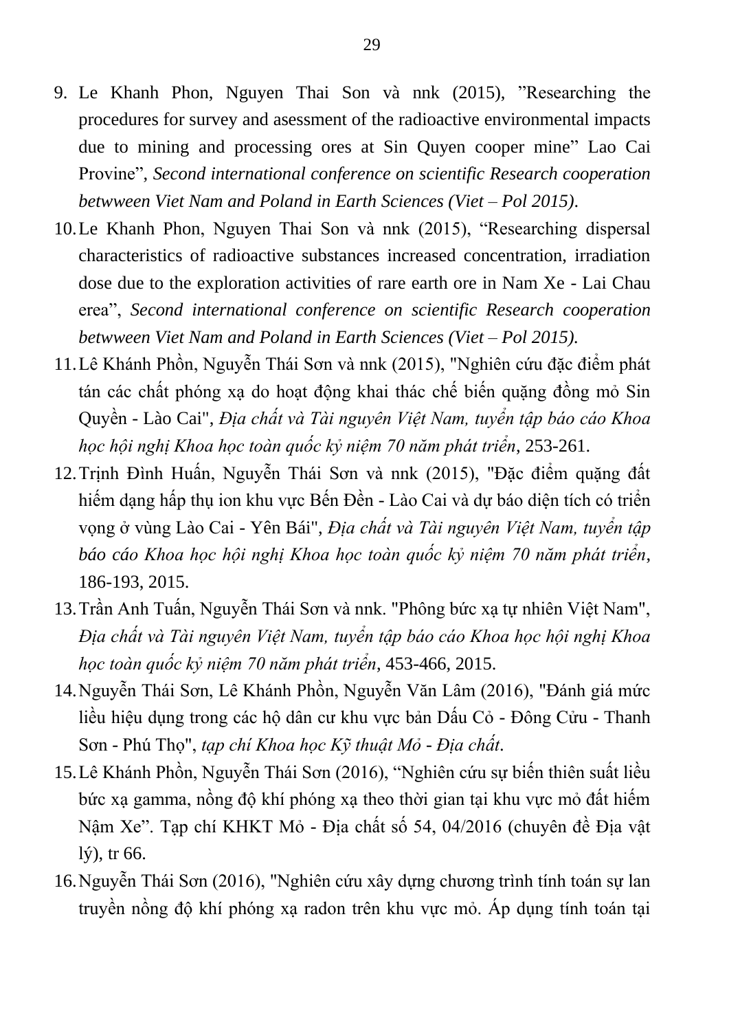9. Le Khanh Phon, Nguyen Thai Son và nnk (2015), ”Researching the procedures for survey and asessment of the radioactive environmental impacts due to mining and processing ores at Sin Quyen cooper mine” Lao Cai Provine”, *Second international conference on scientific Research cooperation betwween Viet Nam and Poland in Earth Sciences (Viet – Pol 2015)*.
10. Le Khanh Phon, Nguyen Thai Son và nnk (2015), “Researching dispersal characteristics of radioactive substances increased concentration, irradiation dose due to the exploration activities of rare earth ore in Nam Xe - Lai Chau erea”, *Second international conference on scientific Research cooperation betwween Viet Nam and Poland in Earth Sciences (Viet – Pol 2015).*
11. Lê Khánh Phồn, Nguyễn Thái Sơn và nnk (2015), "Nghiên cứu đặc điểm phát tán các chất phóng xạ do hoạt động khai thác chế biến quặng đồng mỏ Sin Quyền - Lào Cai", *Địa chất và Tài nguyên Việt Nam, tuyển tập báo cáo Khoa học hội nghị Khoa học toàn quốc kỷ niệm 70 năm phát triển*, 253-261.
12. Trịnh Đình Huấn, Nguyễn Thái Sơn và nnk (2015), "Đặc điểm quặng đất hiếm dạng hấp thụ ion khu vực Bến Đền - Lào Cai và dự báo diện tích có triển vọng ở vùng Lào Cai - Yên Bái", *Địa chất và Tài nguyên Việt Nam, tuyển tập báo cáo Khoa học hội nghị Khoa học toàn quốc kỷ niệm 70 năm phát triển*, 186-193, 2015.
13. Trần Anh Tuấn, Nguyễn Thái Sơn và nnk. "Phông bức xạ tự nhiên Việt Nam", *Địa chất và Tài nguyên Việt Nam, tuyển tập báo cáo Khoa học hội nghị Khoa học toàn quốc kỷ niệm 70 năm phát triển*, 453-466, 2015.
14. Nguyễn Thái Sơn, Lê Khánh Phồn, Nguyễn Văn Lâm (2016), "Đánh giá mức liều hiệu dụng trong các hộ dân cư khu vực bản Dấu Cỏ - Đông Cửu - Thanh Sơn - Phú Thọ", *tạp chí Khoa học Kỹ thuật Mỏ - Địa chất*.
15. Lê Khánh Phồn, Nguyễn Thái Sơn (2016), “Nghiên cứu sự biến thiên suất liều bức xạ gamma, nồng độ khí phóng xạ theo thời gian tại khu vực mỏ đất hiếm Nậm Xe”. Tạp chí KHKT Mỏ - Địa chất số 54, 04/2016 (chuyên đề Địa vật lý), tr 66.
16. Nguyễn Thái Sơn (2016), "Nghiên cứu xây dựng chương trình tính toán sự lan truyền nồng độ khí phóng xạ radon trên khu vực mỏ. Áp dụng tính toán tại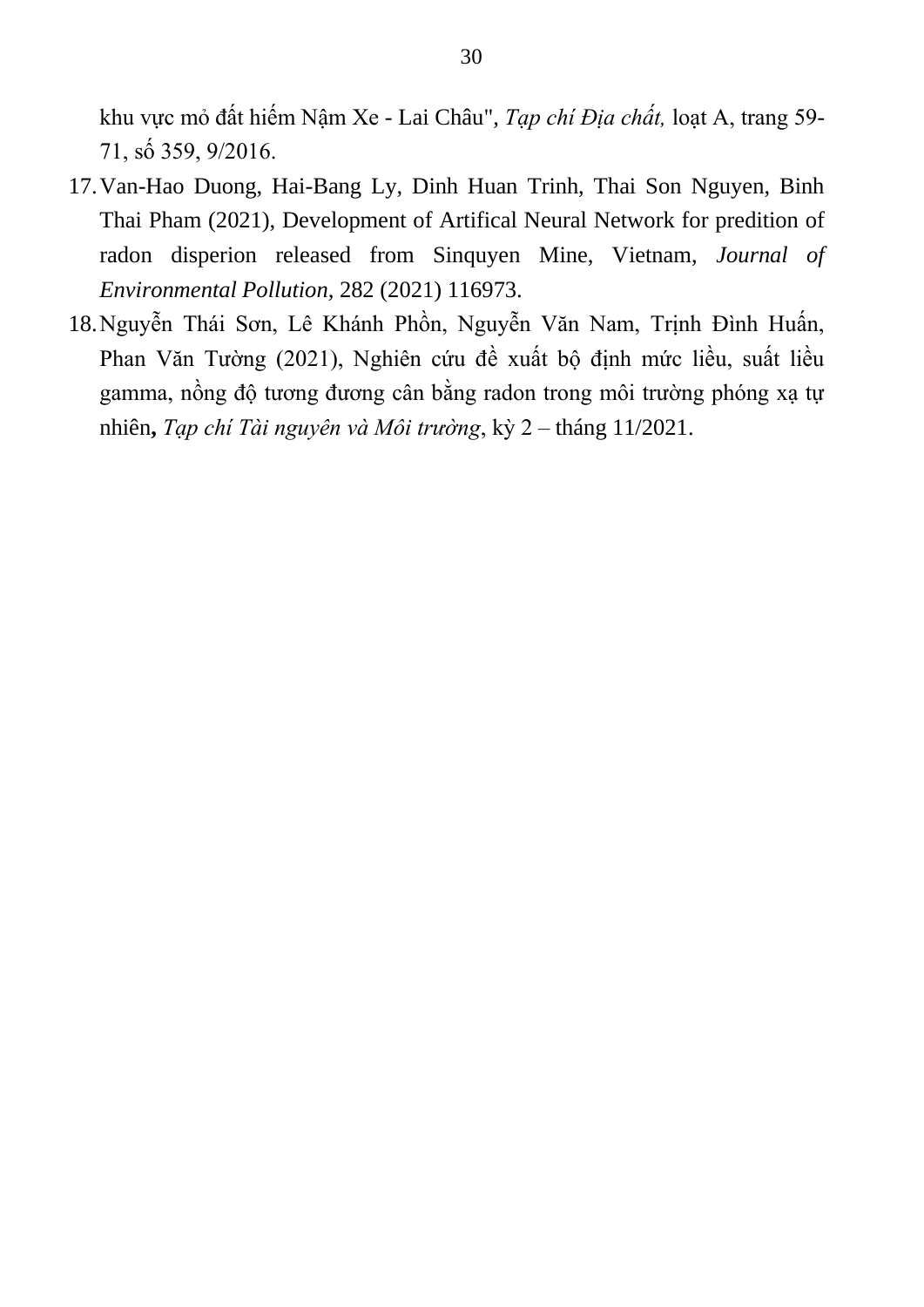khu vực mỏ đất hiếm Nậm Xe - Lai Châu", *Tạp chí Địa chất,* loạt A, trang 59-71, số 359, 9/2016.

17. Van-Hao Duong, Hai-Bang Ly, Dinh Huan Trinh, Thai Son Nguyen, Binh Thai Pham (2021), Development of Artifical Neural Network for predition of radon disperion released from Sinquyen Mine, Vietnam, *Journal of Environmental Pollution,* 282 (2021) 116973.
18. Nguyễn Thái Sơn, Lê Khánh Phồn, Nguyễn Văn Nam, Trịnh Đình Huấn, Phan Văn Tường (2021), Nghiên cứu đề xuất bộ định mức liều, suất liều gamma, nồng độ tương đương cân bằng radon trong môi trường phóng xạ tự nhiên**,** *Tạp chí Tài nguyên và Môi trường*, kỳ 2 – tháng 11/2021.